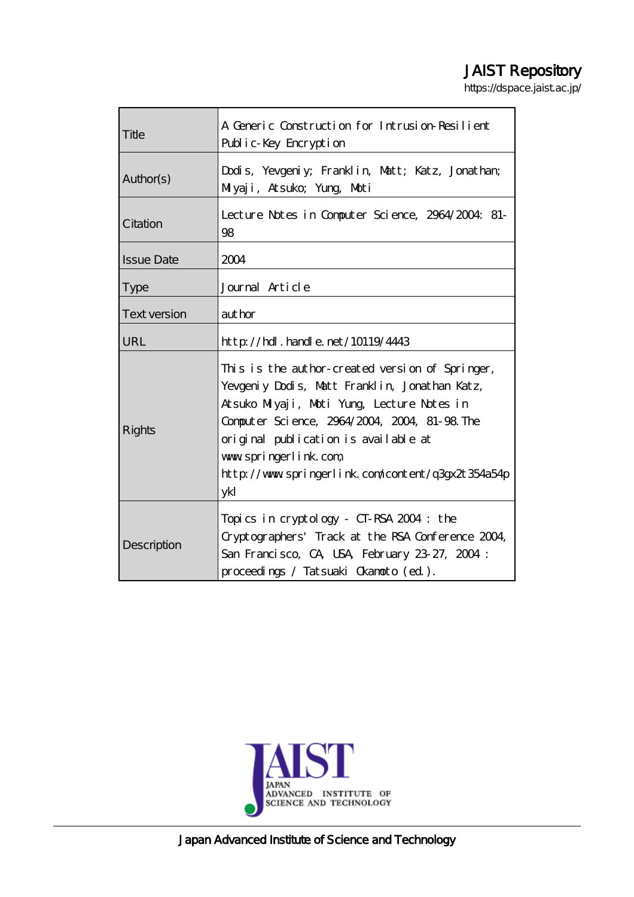# JAIST Repository

https://dspace.jaist.ac.jp/

| | |
|---|---|
| Title | A Generic Construction for Intrusion-Resilient Public-Key Encryption |
| Author(s) | Dodis, Yevgeniy; Franklin, Matt; Katz, Jonathan; Miyaji, Atsuko; Yung, Moti |
| Citation | Lecture Notes in Computer Science, 2964/2004: 81-98 |
| Issue Date | 2004 |
| Type | Journal Article |
| Text version | author |
| URL | http://hdl.handle.net/10119/4443 |
| Rights | This is the author-created version of Springer, Yevgeniy Dodis, Matt Franklin, Jonathan Katz, Atsuko Miyaji, Moti Yung, Lecture Notes in Computer Science, 2964/2004, 2004, 81-98. The original publication is available at www.springerlink.com, http://www.springerlink.com/content/q3gx2t354a54pykl |
| Description | Topics in cryptology - CT-RSA 2004 : the Cryptographers' Track at the RSA Conference 2004, San Francisco, CA, USA, February 23-27, 2004 : proceedings / Tatsuaki Okamoto (ed.). |

Japan Advanced Institute of Science and Technology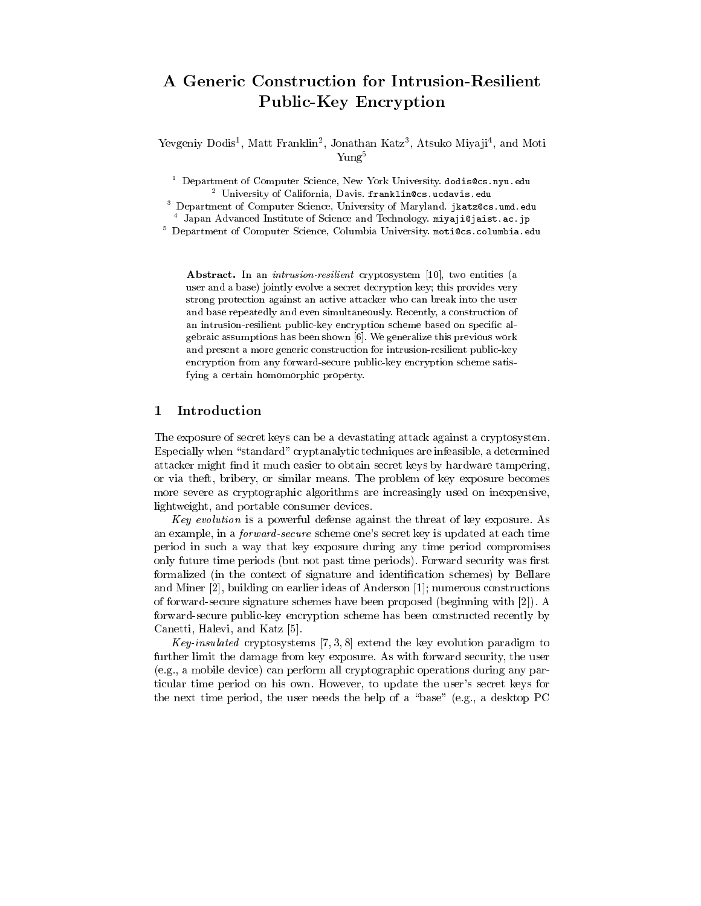# A Generic Construction for Intrusion-Resilient Public-Key Encryption

Yevgeniy Dodis[1], Matt Franklin[2], Jonathan Katz[3], Atsuko Miyaji[4], and Moti Yung[5]

[1] Department of Computer Science, New York University. dodis@cs.nyu.edu
[2] University of California, Davis. franklin@cs.ucdavis.edu
[3] Department of Computer Science, University of Maryland. jkatz@cs.umd.edu
[4] Japan Advanced Institute of Science and Technology. miyaji@jaist.ac.jp
[5] Department of Computer Science, Columbia University. moti@cs.columbia.edu

**Abstract.** In an *intrusion-resilient* cryptosystem [10], two entities (a user and a base) jointly evolve a secret decryption key; this provides very strong protection against an active attacker who can break into the user and base repeatedly and even simultaneously. Recently, a construction of an intrusion-resilient public-key encryption scheme based on specific algebraic assumptions has been shown [6]. We generalize this previous work and present a more generic construction for intrusion-resilient public-key encryption from any forward-secure public-key encryption scheme satisfying a certain homomorphic property.

## 1 Introduction

The exposure of secret keys can be a devastating attack against a cryptosystem. Especially when "standard" cryptanalytic techniques are infeasible, a determined attacker might find it much easier to obtain secret keys by hardware tampering, or via theft, bribery, or similar means. The problem of key exposure becomes more severe as cryptographic algorithms are increasingly used on inexpensive, lightweight, and portable consumer devices.

*Key evolution* is a powerful defense against the threat of key exposure. As an example, in a *forward-secure* scheme one's secret key is updated at each time period in such a way that key exposure during any time period compromises only future time periods (but not past time periods). Forward security was first formalized (in the context of signature and identification schemes) by Bellare and Miner [2], building on earlier ideas of Anderson [1]; numerous constructions of forward-secure signature schemes have been proposed (beginning with [2]). A forward-secure public-key encryption scheme has been constructed recently by Canetti, Halevi, and Katz [5].

*Key-insulated* cryptosystems [7, 3, 8] extend the key evolution paradigm to further limit the damage from key exposure. As with forward security, the user (e.g., a mobile device) can perform all cryptographic operations during any particular time period on his own. However, to update the user's secret keys for the next time period, the user needs the help of a "base" (e.g., a desktop PC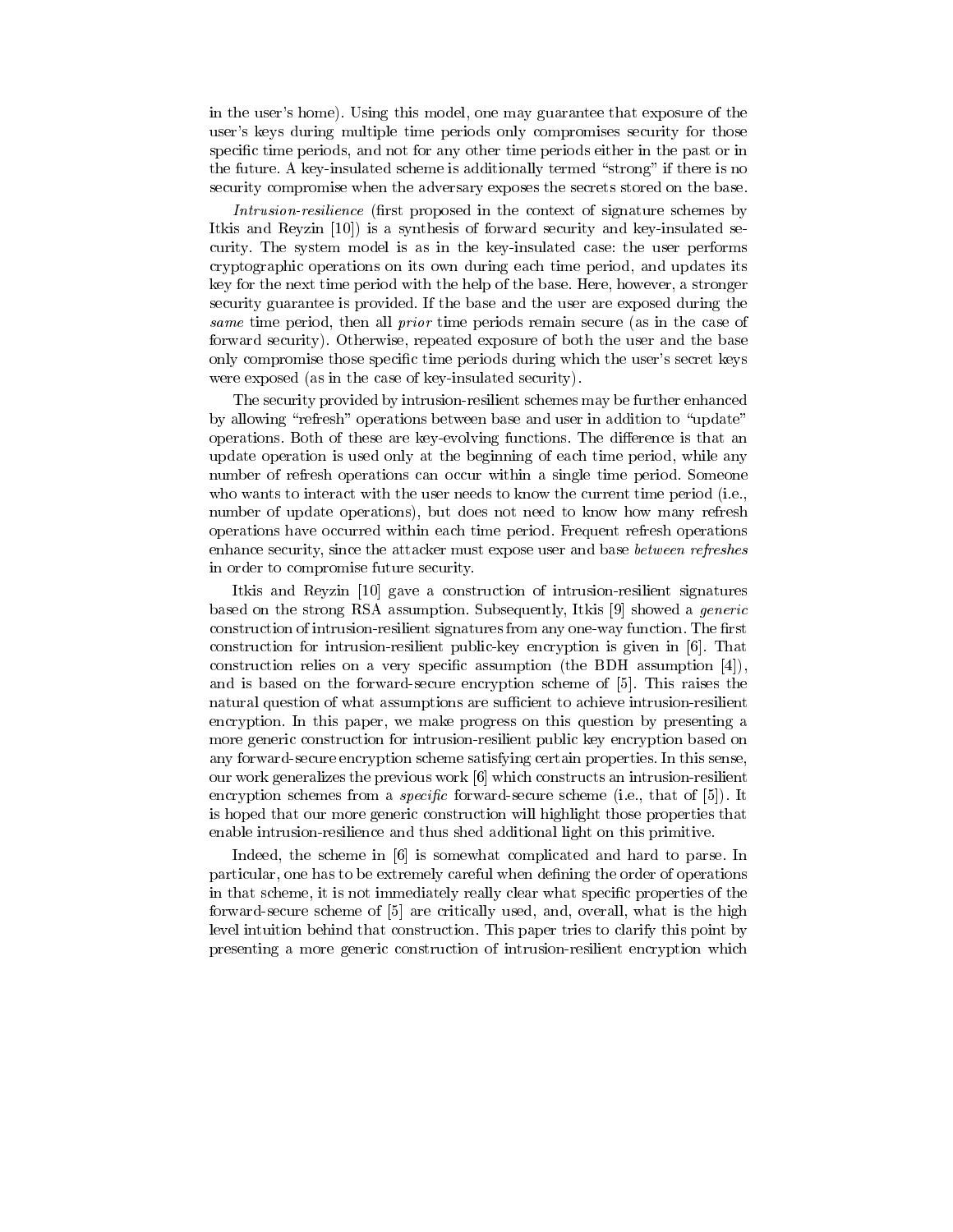in the user's home). Using this model, one may guarantee that exposure of the user's keys during multiple time periods only compromises security for those specific time periods, and not for any other time periods either in the past or in the future. A key-insulated scheme is additionally termed "strong" if there is no security compromise when the adversary exposes the secrets stored on the base.

*Intrusion-resilience* (first proposed in the context of signature schemes by Itkis and Reyzin [10]) is a synthesis of forward security and key-insulated security. The system model is as in the key-insulated case: the user performs cryptographic operations on its own during each time period, and updates its key for the next time period with the help of the base. Here, however, a stronger security guarantee is provided. If the base and the user are exposed during the *same* time period, then all *prior* time periods remain secure (as in the case of forward security). Otherwise, repeated exposure of both the user and the base only compromise those specific time periods during which the user's secret keys were exposed (as in the case of key-insulated security).

The security provided by intrusion-resilient schemes may be further enhanced by allowing "refresh" operations between base and user in addition to "update" operations. Both of these are key-evolving functions. The difference is that an update operation is used only at the beginning of each time period, while any number of refresh operations can occur within a single time period. Someone who wants to interact with the user needs to know the current time period (i.e., number of update operations), but does not need to know how many refresh operations have occurred within each time period. Frequent refresh operations enhance security, since the attacker must expose user and base *between refreshes* in order to compromise future security.

Itkis and Reyzin [10] gave a construction of intrusion-resilient signatures based on the strong RSA assumption. Subsequently, Itkis [9] showed a *generic* construction of intrusion-resilient signatures from any one-way function. The first construction for intrusion-resilient public-key encryption is given in [6]. That construction relies on a very specific assumption (the BDH assumption [4]), and is based on the forward-secure encryption scheme of [5]. This raises the natural question of what assumptions are sufficient to achieve intrusion-resilient encryption. In this paper, we make progress on this question by presenting a more generic construction for intrusion-resilient public key encryption based on any forward-secure encryption scheme satisfying certain properties. In this sense, our work generalizes the previous work [6] which constructs an intrusion-resilient encryption schemes from a *specific* forward-secure scheme (i.e., that of [5]). It is hoped that our more generic construction will highlight those properties that enable intrusion-resilience and thus shed additional light on this primitive.

Indeed, the scheme in [6] is somewhat complicated and hard to parse. In particular, one has to be extremely careful when defining the order of operations in that scheme, it is not immediately really clear what specific properties of the forward-secure scheme of [5] are critically used, and, overall, what is the high level intuition behind that construction. This paper tries to clarify this point by presenting a more generic construction of intrusion-resilient encryption which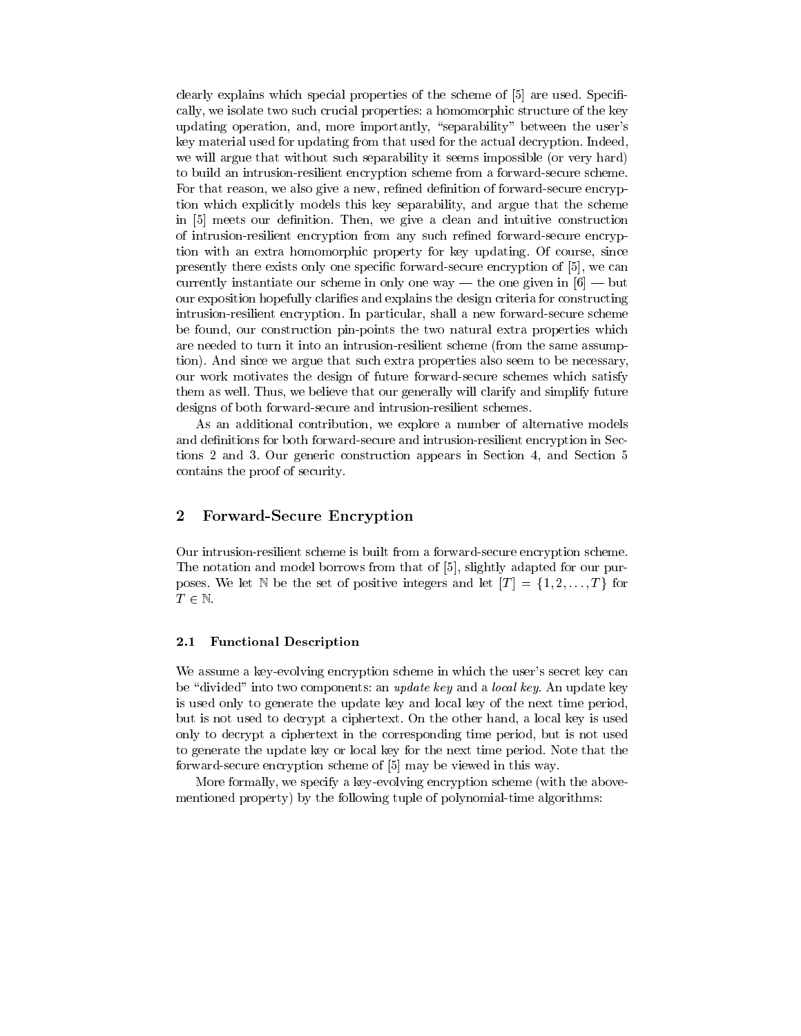clearly explains which special properties of the scheme of [5] are used. Specifically, we isolate two such crucial properties: a homomorphic structure of the key updating operation, and, more importantly, "separability" between the user's key material used for updating from that used for the actual decryption. Indeed, we will argue that without such separability it seems impossible (or very hard) to build an intrusion-resilient encryption scheme from a forward-secure scheme. For that reason, we also give a new, refined definition of forward-secure encryption which explicitly models this key separability, and argue that the scheme in [5] meets our definition. Then, we give a clean and intuitive construction of intrusion-resilient encryption from any such refined forward-secure encryption with an extra homomorphic property for key updating. Of course, since presently there exists only one specific forward-secure encryption of [5], we can currently instantiate our scheme in only one way — the one given in [6] — but our exposition hopefully clarifies and explains the design criteria for constructing intrusion-resilient encryption. In particular, shall a new forward-secure scheme be found, our construction pin-points the two natural extra properties which are needed to turn it into an intrusion-resilient scheme (from the same assumption). And since we argue that such extra properties also seem to be necessary, our work motivates the design of future forward-secure schemes which satisfy them as well. Thus, we believe that our generally will clarify and simplify future designs of both forward-secure and intrusion-resilient schemes.

As an additional contribution, we explore a number of alternative models and definitions for both forward-secure and intrusion-resilient encryption in Sections 2 and 3. Our generic construction appears in Section 4, and Section 5 contains the proof of security.

## 2 Forward-Secure Encryption

Our intrusion-resilient scheme is built from a forward-secure encryption scheme. The notation and model borrows from that of [5], slightly adapted for our purposes. We let $\mathbb{N}$ be the set of positive integers and let $[T] = \{1, 2, \ldots, T\}$ for $T \in \mathbb{N}$.

### 2.1 Functional Description

We assume a key-evolving encryption scheme in which the user's secret key can be "divided" into two components: an *update key* and a *local key*. An update key is used only to generate the update key and local key of the next time period, but is not used to decrypt a ciphertext. On the other hand, a local key is used only to decrypt a ciphertext in the corresponding time period, but is not used to generate the update key or local key for the next time period. Note that the forward-secure encryption scheme of [5] may be viewed in this way.

More formally, we specify a key-evolving encryption scheme (with the above-mentioned property) by the following tuple of polynomial-time algorithms: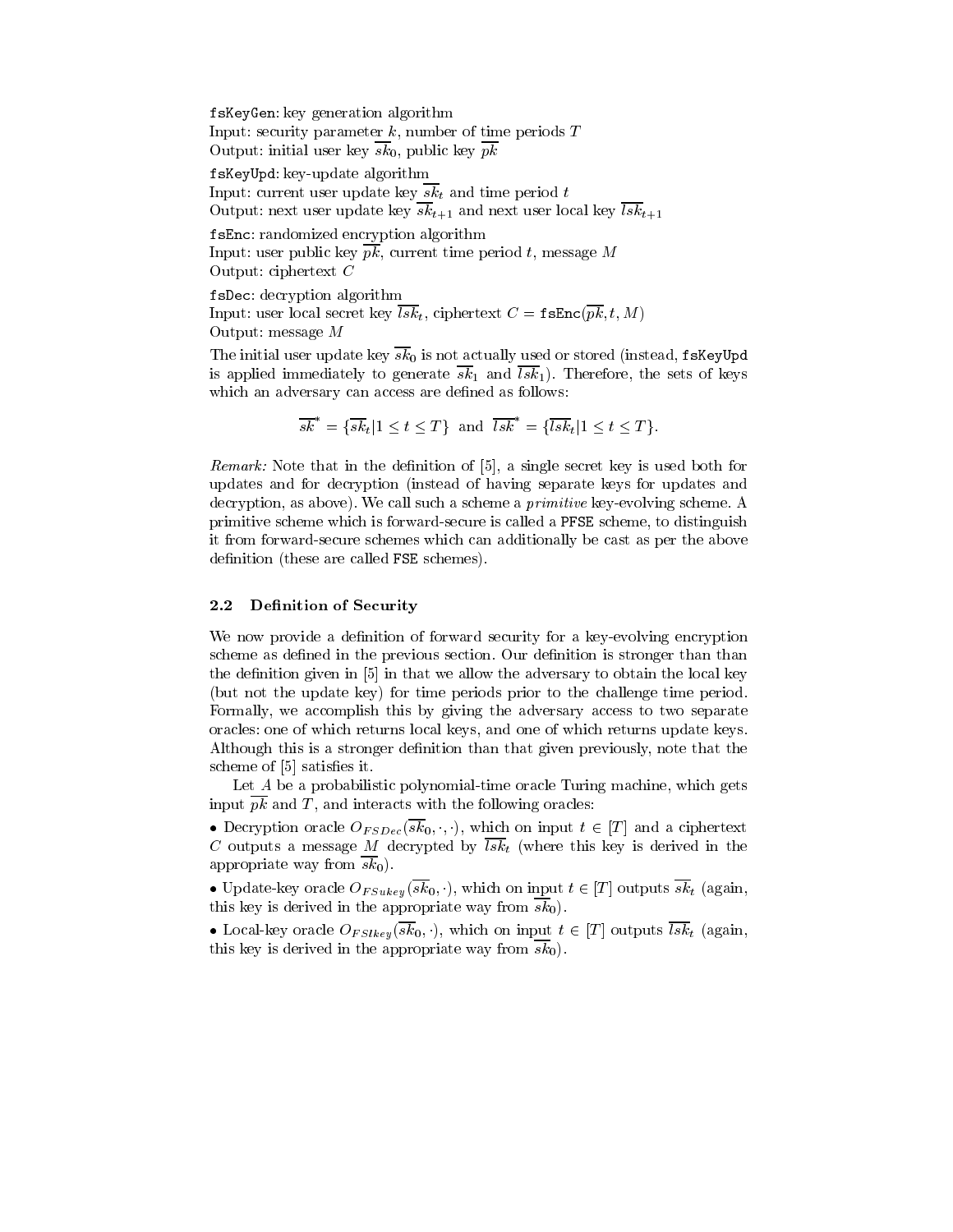`fsKeyGen`: key generation algorithm
Input: security parameter $k$, number of time periods $T$
Output: initial user key $\overline{sk}_0$, public key $\overline{pk}$

`fsKeyUpd`: key-update algorithm
Input: current user update key $\overline{sk}_t$ and time period $t$
Output: next user update key $\overline{sk}_{t+1}$ and next user local key $\overline{lsk}_{t+1}$

`fsEnc`: randomized encryption algorithm
Input: user public key $\overline{pk}$, current time period $t$, message $M$
Output: ciphertext $C$

`fsDec`: decryption algorithm
Input: user local secret key $\overline{lsk}_t$, ciphertext $C = \texttt{fsEnc}(\overline{pk}, t, M)$
Output: message $M$

The initial user update key $\overline{sk}_0$ is not actually used or stored (instead, `fsKeyUpd` is applied immediately to generate $\overline{sk}_1$ and $\overline{lsk}_1$). Therefore, the sets of keys which an adversary can access are defined as follows:

$$\overline{sk}^* = \{\overline{sk}_t | 1 \leq t \leq T\} \text{ and } \overline{lsk}^* = \{\overline{lsk}_t | 1 \leq t \leq T\}.$$

*Remark:* Note that in the definition of [5], a single secret key is used both for updates and for decryption (instead of having separate keys for updates and decryption, as above). We call such a scheme a *primitive* key-evolving scheme. A primitive scheme which is forward-secure is called a `PFSE` scheme, to distinguish it from forward-secure schemes which can additionally be cast as per the above definition (these are called `FSE` schemes).

## 2.2 Definition of Security

We now provide a definition of forward security for a key-evolving encryption scheme as defined in the previous section. Our definition is stronger than than the definition given in [5] in that we allow the adversary to obtain the local key (but not the update key) for time periods prior to the challenge time period. Formally, we accomplish this by giving the adversary access to two separate oracles: one of which returns local keys, and one of which returns update keys. Although this is a stronger definition than that given previously, note that the scheme of [5] satisfies it.

Let $A$ be a probabilistic polynomial-time oracle Turing machine, which gets input $\overline{pk}$ and $T$, and interacts with the following oracles:

• Decryption oracle $O_{FSDec}(\overline{sk}_0, \cdot, \cdot)$, which on input $t \in [T]$ and a ciphertext $C$ outputs a message $M$ decrypted by $\overline{lsk}_t$ (where this key is derived in the appropriate way from $\overline{sk}_0$).

• Update-key oracle $O_{FSukey}(\overline{sk}_0, \cdot)$, which on input $t \in [T]$ outputs $\overline{sk}_t$ (again, this key is derived in the appropriate way from $\overline{sk}_0$).

• Local-key oracle $O_{FSlkey}(\overline{sk}_0, \cdot)$, which on input $t \in [T]$ outputs $\overline{lsk}_t$ (again, this key is derived in the appropriate way from $\overline{sk}_0$).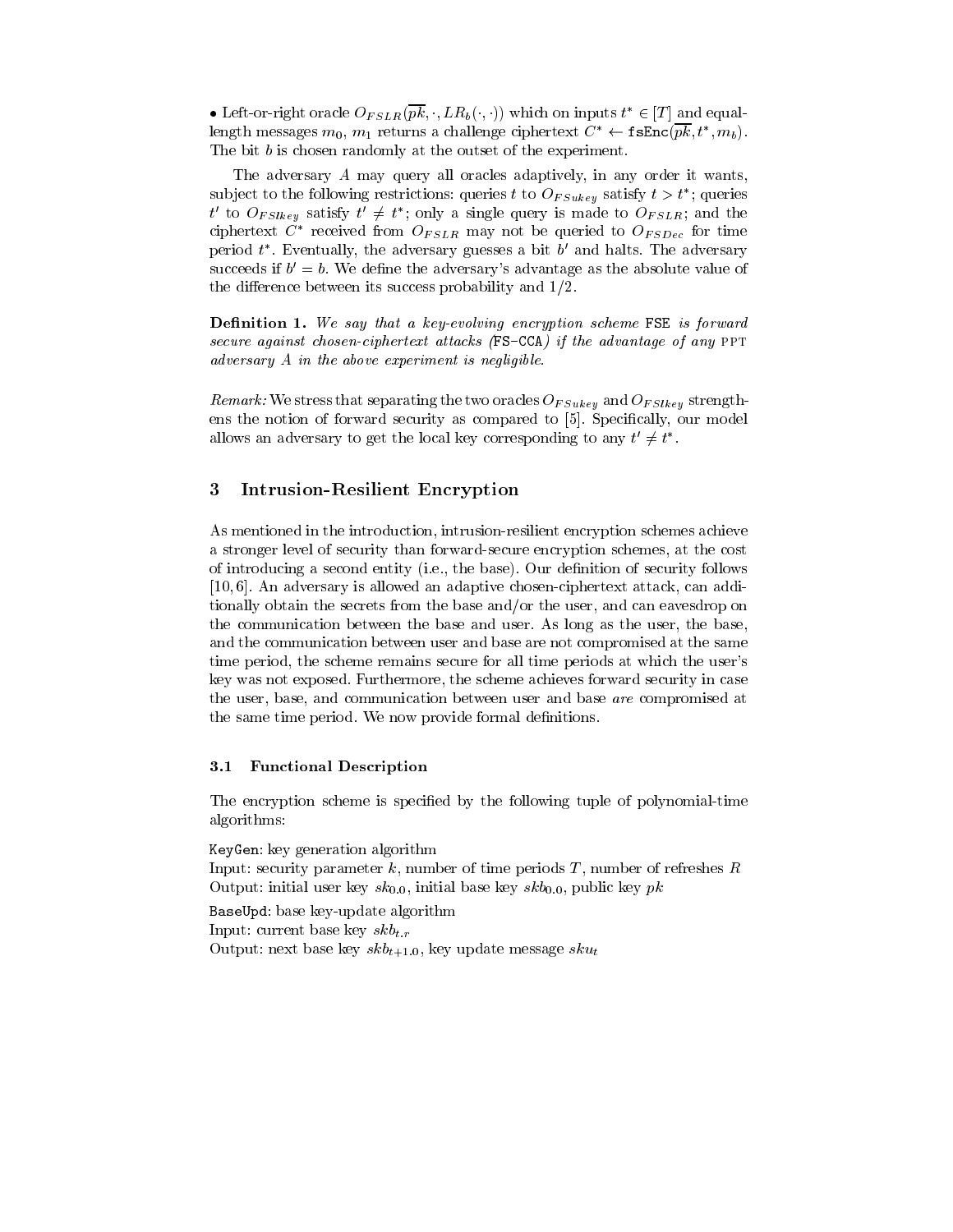• Left-or-right oracle $O_{FSLR}(\overline{pk}, \cdot, LR_b(\cdot, \cdot))$ which on inputs $t^* \in [T]$ and equal-length messages $m_0$, $m_1$ returns a challenge ciphertext $C^* \leftarrow \texttt{fsEnc}(\overline{pk}, t^*, m_b)$. The bit $b$ is chosen randomly at the outset of the experiment.

The adversary $A$ may query all oracles adaptively, in any order it wants, subject to the following restrictions: queries $t$ to $O_{FSukey}$ satisfy $t > t^*$; queries $t'$ to $O_{FSlkey}$ satisfy $t' \neq t^*$; only a single query is made to $O_{FSLR}$; and the ciphertext $C^*$ received from $O_{FSLR}$ may not be queried to $O_{FSDec}$ for time period $t^*$. Eventually, the adversary guesses a bit $b'$ and halts. The adversary succeeds if $b' = b$. We define the adversary's advantage as the absolute value of the difference between its success probability and $1/2$.

**Definition 1.** *We say that a key-evolving encryption scheme* FSE *is forward secure against chosen-ciphertext attacks* (FS-CCA) *if the advantage of any* PPT *adversary* $A$ *in the above experiment is negligible.*

*Remark:* We stress that separating the two oracles $O_{FSukey}$ and $O_{FSlkey}$ strengthens the notion of forward security as compared to [5]. Specifically, our model allows an adversary to get the local key corresponding to any $t' \neq t^*$.

## 3 Intrusion-Resilient Encryption

As mentioned in the introduction, intrusion-resilient encryption schemes achieve a stronger level of security than forward-secure encryption schemes, at the cost of introducing a second entity (i.e., the base). Our definition of security follows [10, 6]. An adversary is allowed an adaptive chosen-ciphertext attack, can additionally obtain the secrets from the base and/or the user, and can eavesdrop on the communication between the base and user. As long as the user, the base, and the communication between user and base are not compromised at the same time period, the scheme remains secure for all time periods at which the user's key was not exposed. Furthermore, the scheme achieves forward security in case the user, base, and communication between user and base *are* compromised at the same time period. We now provide formal definitions.

### 3.1 Functional Description

The encryption scheme is specified by the following tuple of polynomial-time algorithms:

KeyGen: key generation algorithm
Input: security parameter $k$, number of time periods $T$, number of refreshes $R$
Output: initial user key $sk_{0.0}$, initial base key $skb_{0.0}$, public key $pk$

BaseUpd: base key-update algorithm
Input: current base key $skb_{t.r}$
Output: next base key $skb_{t+1.0}$, key update message $sku_t$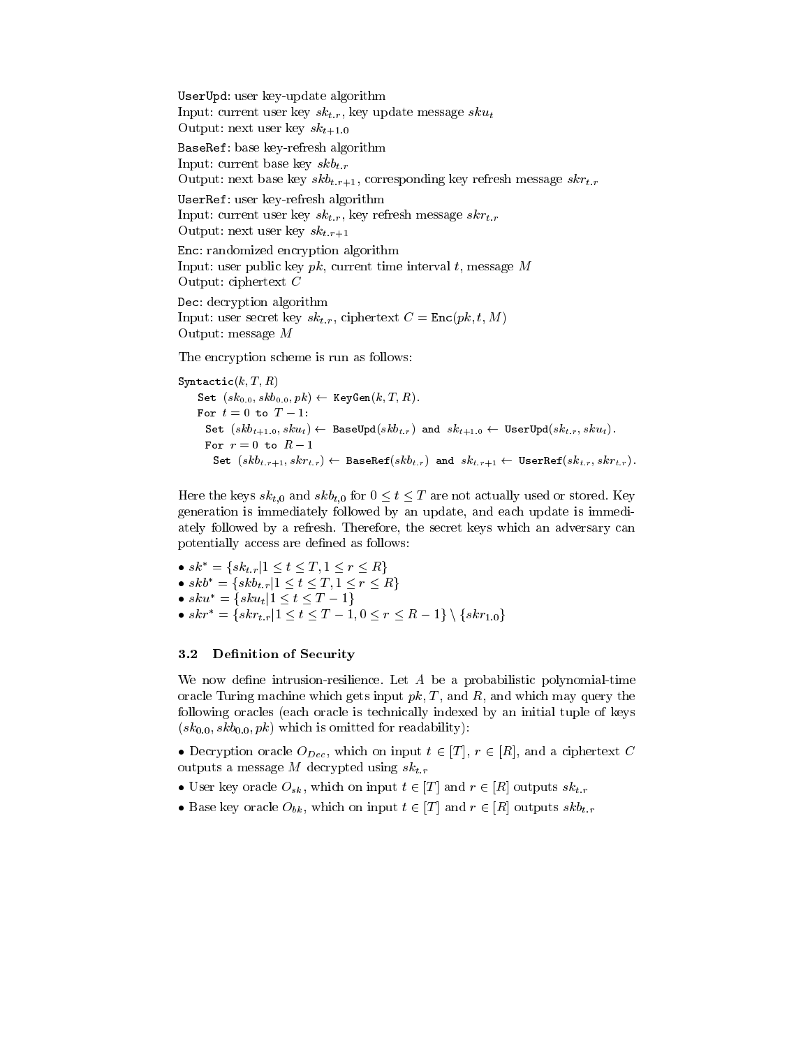`UserUpd`: user key-update algorithm
Input: current user key $sk_{t.r}$, key update message $sku_t$
Output: next user key $sk_{t+1.0}$

`BaseRef`: base key-refresh algorithm
Input: current base key $skb_{t.r}$
Output: next base key $skb_{t.r+1}$, corresponding key refresh message $skr_{t.r}$

`UserRef`: user key-refresh algorithm
Input: current user key $sk_{t.r}$, key refresh message $skr_{t.r}$
Output: next user key $sk_{t.r+1}$

`Enc`: randomized encryption algorithm
Input: user public key $pk$, current time interval $t$, message $M$
Output: ciphertext $C$

`Dec`: decryption algorithm
Input: user secret key $sk_{t.r}$, ciphertext $C = \mathtt{Enc}(pk, t, M)$
Output: message $M$

The encryption scheme is run as follows:

```
Syntactic(k, T, R)
    Set (sk_{0.0}, skb_{0.0}, pk) ← KeyGen(k, T, R).
    For t = 0 to T − 1:
      Set (skb_{t+1.0}, sku_t) ← BaseUpd(skb_{t.r}) and sk_{t+1.0} ← UserUpd(sk_{t.r}, sku_t).
      For r = 0 to R − 1
        Set (skb_{t.r+1}, skr_{t.r}) ← BaseRef(skb_{t.r}) and sk_{t.r+1} ← UserRef(sk_{t.r}, skr_{t.r}).
```

Here the keys $sk_{t,0}$ and $skb_{t,0}$ for $0 \le t \le T$ are not actually used or stored. Key generation is immediately followed by an update, and each update is immediately followed by a refresh. Therefore, the secret keys which an adversary can potentially access are defined as follows:

- $sk^* = \{sk_{t.r} | 1 \le t \le T, 1 \le r \le R\}$
- $skb^* = \{skb_{t.r} | 1 \le t \le T, 1 \le r \le R\}$
- $sku^* = \{sku_t | 1 \le t \le T - 1\}$
- $skr^* = \{skr_{t.r} | 1 \le t \le T - 1, 0 \le r \le R - 1\} \setminus \{skr_{1.0}\}$

### 3.2 Definition of Security

We now define intrusion-resilience. Let $A$ be a probabilistic polynomial-time oracle Turing machine which gets input $pk$, $T$, and $R$, and which may query the following oracles (each oracle is technically indexed by an initial tuple of keys $(sk_{0.0}, skb_{0.0}, pk)$ which is omitted for readability):

- Decryption oracle $O_{Dec}$, which on input $t \in [T]$, $r \in [R]$, and a ciphertext $C$ outputs a message $M$ decrypted using $sk_{t.r}$
- User key oracle $O_{sk}$, which on input $t \in [T]$ and $r \in [R]$ outputs $sk_{t.r}$
- Base key oracle $O_{bk}$, which on input $t \in [T]$ and $r \in [R]$ outputs $skb_{t.r}$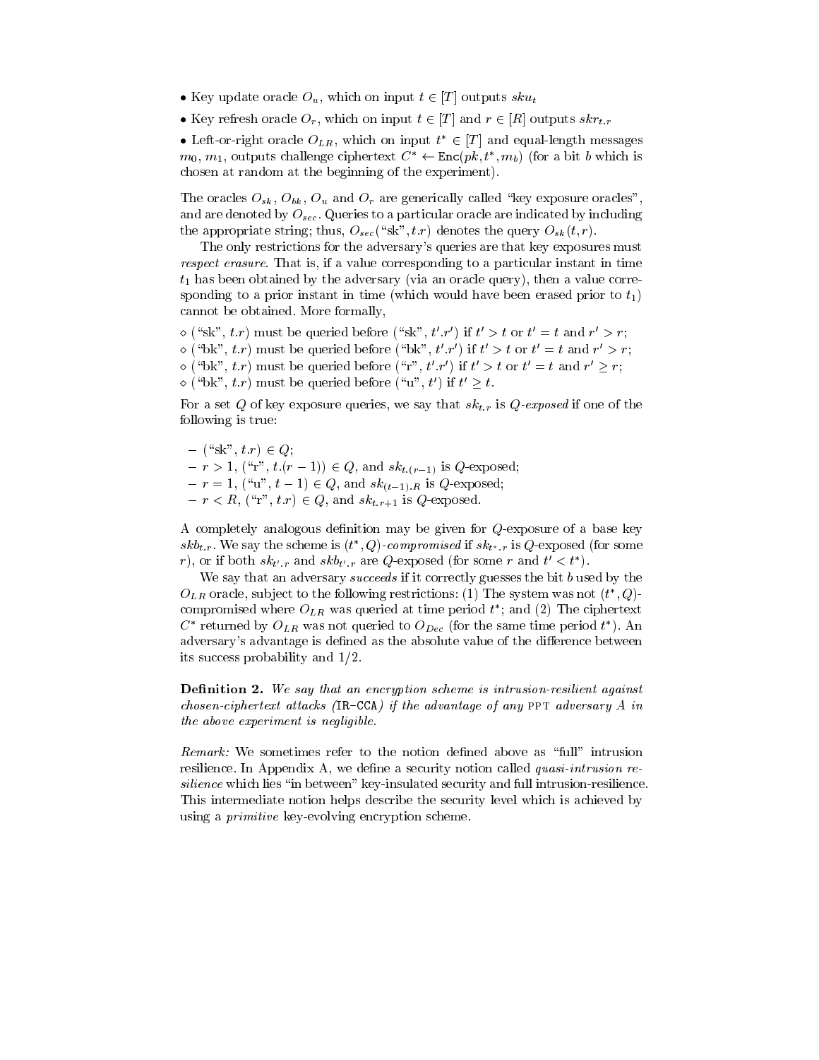- Key update oracle $O_u$, which on input $t \in [T]$ outputs $sku_t$
- Key refresh oracle $O_r$, which on input $t \in [T]$ and $r \in [R]$ outputs $skr_{t.r}$
- Left-or-right oracle $O_{LR}$, which on input $t^* \in [T]$ and equal-length messages $m_0$, $m_1$, outputs challenge ciphertext $C^* \leftarrow \mathtt{Enc}(pk, t^*, m_b)$ (for a bit $b$ which is chosen at random at the beginning of the experiment).

The oracles $O_{sk}$, $O_{bk}$, $O_u$ and $O_r$ are generically called "key exposure oracles", and are denoted by $O_{sec}$. Queries to a particular oracle are indicated by including the appropriate string; thus, $O_{sec}(\text{"sk"}, t.r)$ denotes the query $O_{sk}(t,r)$.

The only restrictions for the adversary's queries are that key exposures must *respect erasure*. That is, if a value corresponding to a particular instant in time $t_1$ has been obtained by the adversary (via an oracle query), then a value corresponding to a prior instant in time (which would have been erased prior to $t_1$) cannot be obtained. More formally,

- ◇ ("sk", $t.r$) must be queried before ("sk", $t'.r'$) if $t' > t$ or $t' = t$ and $r' > r$;
- ◇ ("bk", $t.r$) must be queried before ("bk", $t'.r'$) if $t' > t$ or $t' = t$ and $r' > r$;
- ◇ ("bk", $t.r$) must be queried before ("r", $t'.r'$) if $t' > t$ or $t' = t$ and $r' \geq r$;
- ◇ ("bk", $t.r$) must be queried before ("u", $t'$) if $t' \geq t$.

For a set $Q$ of key exposure queries, we say that $sk_{t.r}$ is *Q-exposed* if one of the following is true:

- ("sk", $t.r$) $\in Q$;
- $r > 1$, ("r", $t.(r-1)$) $\in Q$, and $sk_{t.(r-1)}$ is $Q$-exposed;
- $r = 1$, ("u", $t-1$) $\in Q$, and $sk_{(t-1).R}$ is $Q$-exposed;
- $r < R$, ("r", $t.r$) $\in Q$, and $sk_{t.r+1}$ is $Q$-exposed.

A completely analogous definition may be given for $Q$-exposure of a base key $skb_{t.r}$. We say the scheme is $(t^*, Q)$*-compromised* if $sk_{t^*.r}$ is $Q$-exposed (for some $r$), or if both $sk_{t'.r}$ and $skb_{t'.r}$ are $Q$-exposed (for some $r$ and $t' < t^*$).

We say that an adversary *succeeds* if it correctly guesses the bit $b$ used by the $O_{LR}$ oracle, subject to the following restrictions: (1) The system was not $(t^*, Q)$-compromised where $O_{LR}$ was queried at time period $t^*$; and (2) The ciphertext $C^*$ returned by $O_{LR}$ was not queried to $O_{Dec}$ (for the same time period $t^*$). An adversary's advantage is defined as the absolute value of the difference between its success probability and $1/2$.

**Definition 2.** *We say that an encryption scheme is intrusion-resilient against chosen-ciphertext attacks (*IR-CCA*) if the advantage of any* PPT *adversary $A$ in the above experiment is negligible.*

*Remark:* We sometimes refer to the notion defined above as "full" intrusion resilience. In Appendix A, we define a security notion called *quasi-intrusion resilience* which lies "in between" key-insulated security and full intrusion-resilience. This intermediate notion helps describe the security level which is achieved by using a *primitive* key-evolving encryption scheme.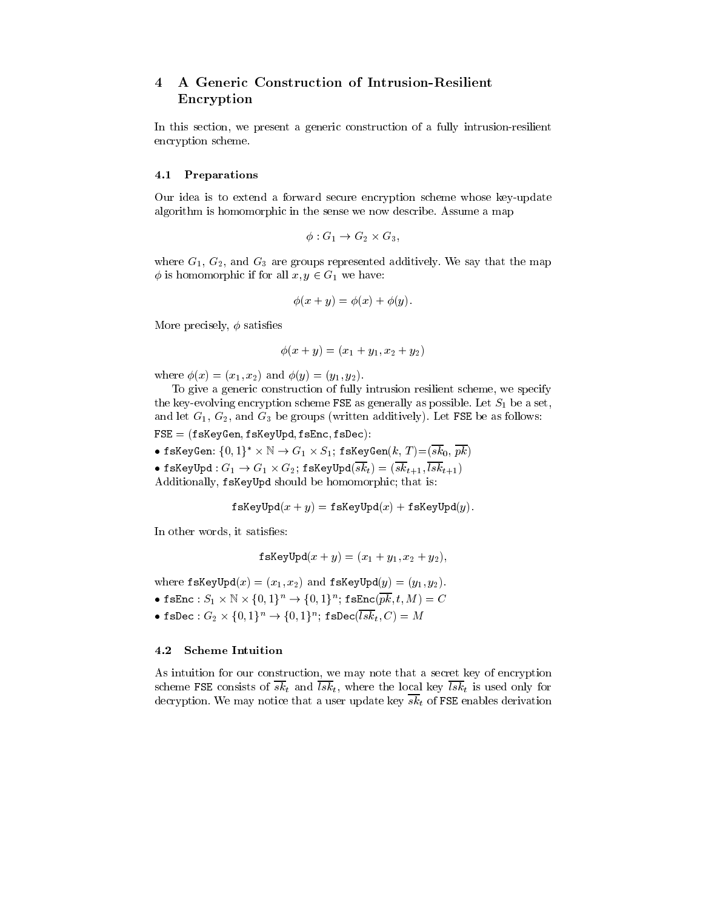# 4 A Generic Construction of Intrusion-Resilient Encryption

In this section, we present a generic construction of a fully intrusion-resilient encryption scheme.

## 4.1 Preparations

Our idea is to extend a forward secure encryption scheme whose key-update algorithm is homomorphic in the sense we now describe. Assume a map

$$\phi : G_1 \to G_2 \times G_3,$$

where $G_1$, $G_2$, and $G_3$ are groups represented additively. We say that the map $\phi$ is homomorphic if for all $x, y \in G_1$ we have:

$$\phi(x + y) = \phi(x) + \phi(y).$$

More precisely, $\phi$ satisfies

$$\phi(x + y) = (x_1 + y_1, x_2 + y_2)$$

where $\phi(x) = (x_1, x_2)$ and $\phi(y) = (y_1, y_2)$.

To give a generic construction of fully intrusion resilient scheme, we specify the key-evolving encryption scheme FSE as generally as possible. Let $S_1$ be a set, and let $G_1$, $G_2$, and $G_3$ be groups (written additively). Let FSE be as follows:

$\texttt{FSE} = (\texttt{fsKeyGen}, \texttt{fsKeyUpd}, \texttt{fsEnc}, \texttt{fsDec})$:

- $\texttt{fsKeyGen}$: $\{0,1\}^* \times \mathbb{N} \to G_1 \times S_1$; $\texttt{fsKeyGen}(k, T) = (\overline{sk}_0, \overline{pk})$
- $\texttt{fsKeyUpd} : G_1 \to G_1 \times G_2$; $\texttt{fsKeyUpd}(\overline{sk}_t) = (\overline{sk}_{t+1}, \overline{lsk}_{t+1})$

Additionally, fsKeyUpd should be homomorphic; that is:

$$\texttt{fsKeyUpd}(x + y) = \texttt{fsKeyUpd}(x) + \texttt{fsKeyUpd}(y).$$

In other words, it satisfies:

$$\texttt{fsKeyUpd}(x + y) = (x_1 + y_1, x_2 + y_2),$$

where $\texttt{fsKeyUpd}(x) = (x_1, x_2)$ and $\texttt{fsKeyUpd}(y) = (y_1, y_2)$.

- $\texttt{fsEnc} : S_1 \times \mathbb{N} \times \{0,1\}^n \to \{0,1\}^n$; $\texttt{fsEnc}(\overline{pk}, t, M) = C$
- $\texttt{fsDec} : G_2 \times \{0,1\}^n \to \{0,1\}^n$; $\texttt{fsDec}(\overline{lsk}_t, C) = M$

## 4.2 Scheme Intuition

As intuition for our construction, we may note that a secret key of encryption scheme FSE consists of $\overline{sk}_t$ and $\overline{lsk}_t$, where the local key $\overline{lsk}_t$ is used only for decryption. We may notice that a user update key $\overline{sk}_t$ of FSE enables derivation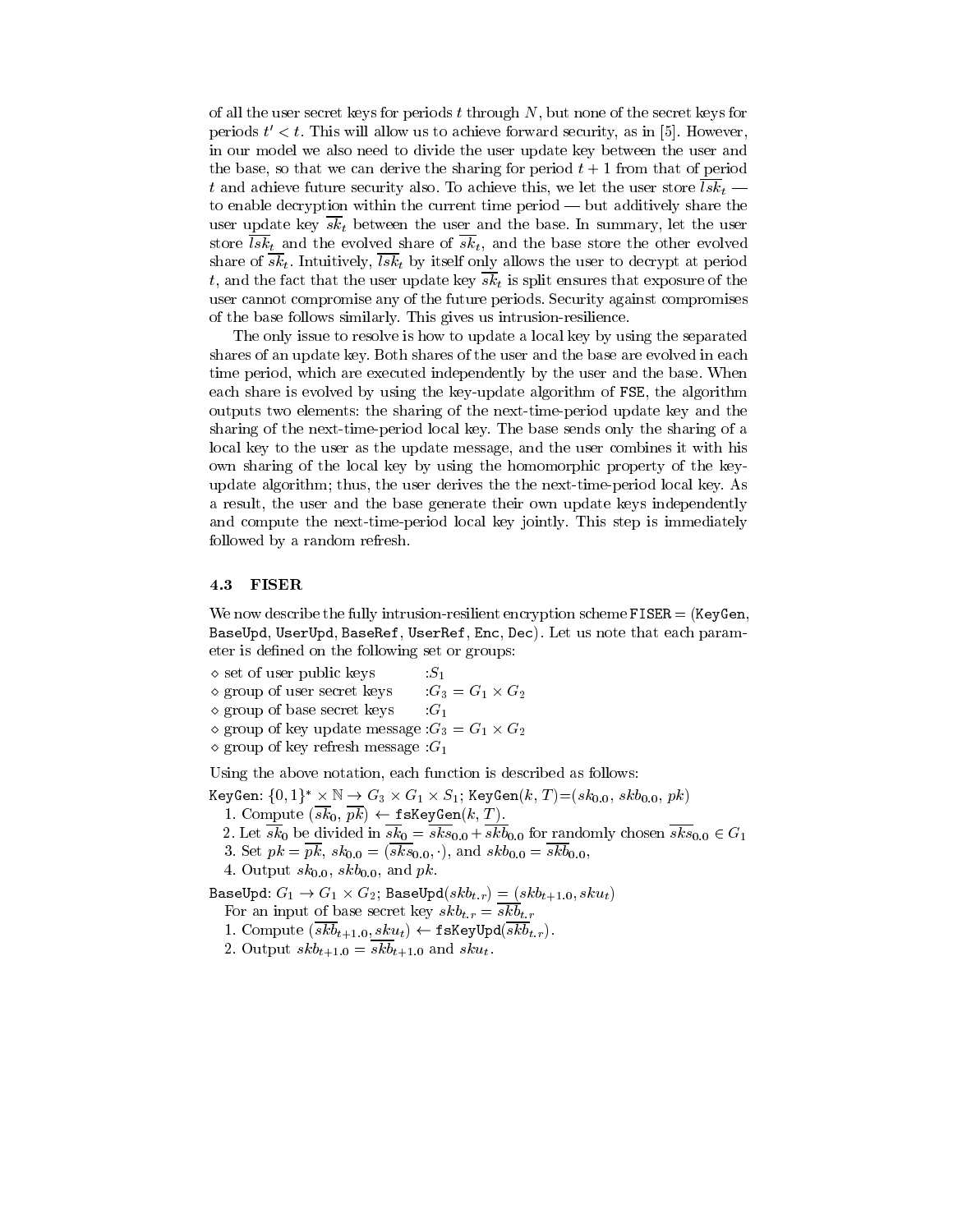of all the user secret keys for periods $t$ through $N$, but none of the secret keys for periods $t' < t$. This will allow us to achieve forward security, as in [5]. However, in our model we also need to divide the user update key between the user and the base, so that we can derive the sharing for period $t+1$ from that of period $t$ and achieve future security also. To achieve this, we let the user store $\overline{lsk}_t$ — to enable decryption within the current time period — but additively share the user update key $\overline{sk}_t$ between the user and the base. In summary, let the user store $\overline{lsk}_t$ and the evolved share of $\overline{sk}_t$, and the base store the other evolved share of $\overline{sk}_t$. Intuitively, $\overline{lsk}_t$ by itself only allows the user to decrypt at period $t$, and the fact that the user update key $\overline{sk}_t$ is split ensures that exposure of the user cannot compromise any of the future periods. Security against compromises of the base follows similarly. This gives us intrusion-resilience.

The only issue to resolve is how to update a local key by using the separated shares of an update key. Both shares of the user and the base are evolved in each time period, which are executed independently by the user and the base. When each share is evolved by using the key-update algorithm of `FSE`, the algorithm outputs two elements: the sharing of the next-time-period update key and the sharing of the next-time-period local key. The base sends only the sharing of a local key to the user as the update message, and the user combines it with his own sharing of the local key by using the homomorphic property of the key-update algorithm; thus, the user derives the the next-time-period local key. As a result, the user and the base generate their own update keys independently and compute the next-time-period local key jointly. This step is immediately followed by a random refresh.

### 4.3 FISER

We now describe the fully intrusion-resilient encryption scheme `FISER` = (`KeyGen`, `BaseUpd`, `UserUpd`, `BaseRef`, `UserRef`, `Enc`, `Dec`). Let us note that each parameter is defined on the following set or groups:

- ⋄ set of user public keys :$S_1$
- ⋄ group of user secret keys :$G_3 = G_1 \times G_2$
- ⋄ group of base secret keys :$G_1$
- ⋄ group of key update message :$G_3 = G_1 \times G_2$
- ⋄ group of key refresh message :$G_1$

Using the above notation, each function is described as follows:

`KeyGen`: $\{0,1\}^* \times \mathbb{N} \to G_3 \times G_1 \times S_1$; `KeyGen`$(k, T)$=$(sk_{0.0},\, skb_{0.0},\, pk)$

1. Compute $(\overline{sk}_0,\, \overline{pk}) \leftarrow$ `fsKeyGen`$(k, T)$.
2. Let $\overline{sk}_0$ be divided in $\overline{sk}_0 = \overline{sks}_{0.0} + \overline{skb}_{0.0}$ for randomly chosen $\overline{sks}_{0.0} \in G_1$
3. Set $pk = \overline{pk}$, $sk_{0.0} = (\overline{sks}_{0.0}, \cdot)$, and $skb_{0.0} = \overline{skb}_{0.0}$,
4. Output $sk_{0.0}$, $skb_{0.0}$, and $pk$.

`BaseUpd`: $G_1 \to G_1 \times G_2$; `BaseUpd`$(skb_{t.r}) = (skb_{t+1.0}, sku_t)$

For an input of base secret key $skb_{t.r} = \overline{skb}_{t.r}$

1. Compute $(\overline{skb}_{t+1.0}, sku_t) \leftarrow$ `fsKeyUpd`$(\overline{skb}_{t.r})$.
2. Output $skb_{t+1.0} = \overline{skb}_{t+1.0}$ and $sku_t$.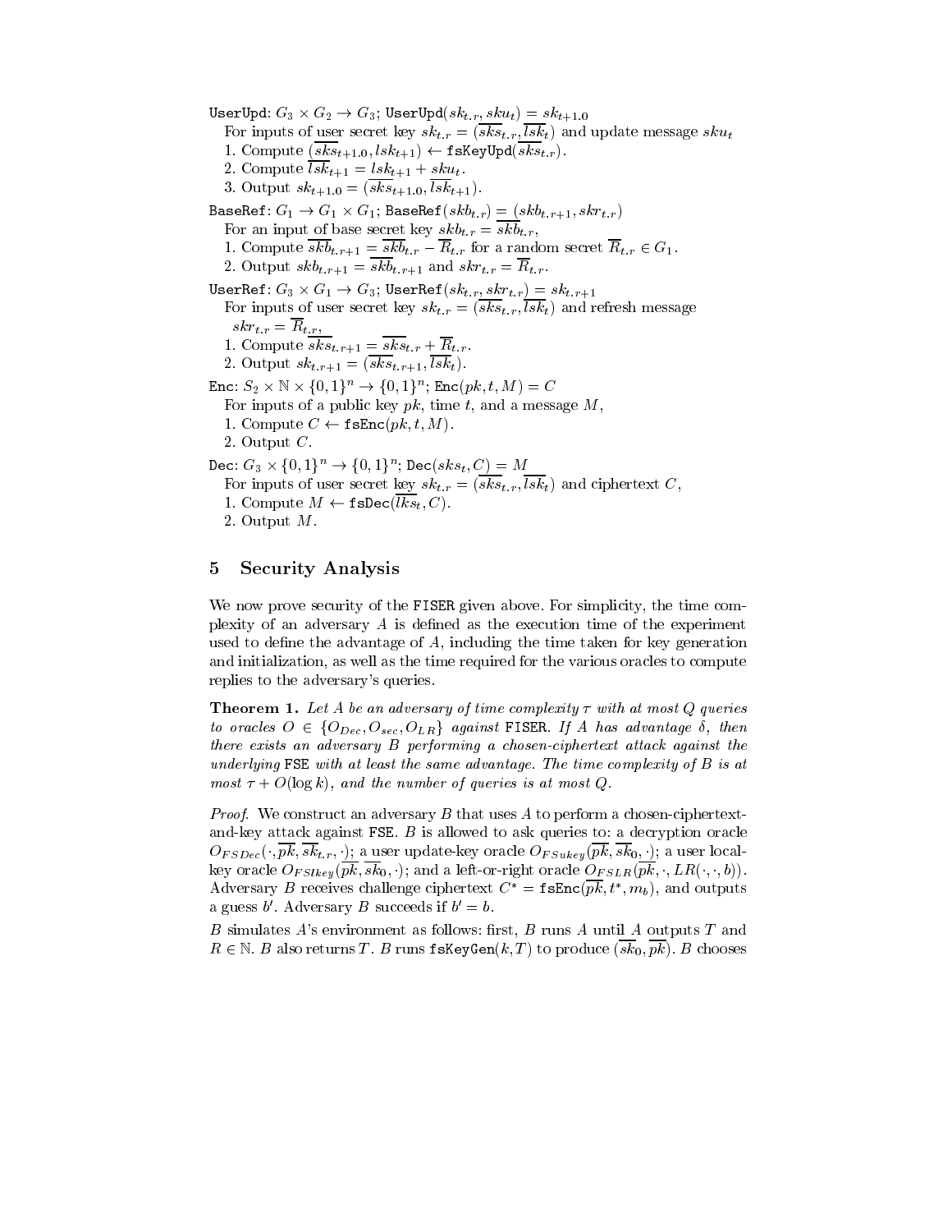UserUpd: $G_3 \times G_2 \to G_3$; UserUpd$(sk_{t.r}, sku_t) = sk_{t+1.0}$
For inputs of user secret key $sk_{t.r} = (\overline{sks}_{t.r}, \overline{lsk}_t)$ and update message $sku_t$
1. Compute $(\overline{sks}_{t+1.0}, lsk_{t+1}) \leftarrow$ fsKeyUpd$(\overline{sks}_{t.r})$.
2. Compute $\overline{lsk}_{t+1} = lsk_{t+1} + sku_t$.
3. Output $sk_{t+1.0} = (\overline{sks}_{t+1.0}, \overline{lsk}_{t+1})$.

BaseRef: $G_1 \to G_1 \times G_1$; BaseRef$(skb_{t.r}) = (skb_{t.r+1}, skr_{t.r})$
For an input of base secret key $skb_{t.r} = \overline{skb}_{t.r}$,
1. Compute $\overline{skb}_{t.r+1} = \overline{skb}_{t.r} - \overline{R}_{t.r}$ for a random secret $\overline{R}_{t.r} \in G_1$.
2. Output $skb_{t.r+1} = \overline{skb}_{t.r+1}$ and $skr_{t.r} = \overline{R}_{t.r}$.

UserRef: $G_3 \times G_1 \to G_3$; UserRef$(sk_{t.r}, skr_{t.r}) = sk_{t.r+1}$
For inputs of user secret key $sk_{t.r} = (\overline{sks}_{t.r}, \overline{lsk}_t)$ and refresh message $skr_{t.r} = \overline{R}_{t.r}$,
1. Compute $\overline{sks}_{t.r+1} = \overline{sks}_{t.r} + \overline{R}_{t.r}$.
2. Output $sk_{t.r+1} = (\overline{sks}_{t.r+1}, \overline{lsk}_t)$.

Enc: $S_2 \times \mathbb{N} \times \{0,1\}^n \to \{0,1\}^n$; Enc$(pk, t, M) = C$
For inputs of a public key $pk$, time $t$, and a message $M$,
1. Compute $C \leftarrow$ fsEnc$(pk, t, M)$.
2. Output $C$.

Dec: $G_3 \times \{0,1\}^n \to \{0,1\}^n$; Dec$(sks_t, C) = M$
For inputs of user secret key $sk_{t.r} = (\overline{sks}_{t.r}, \overline{lsk}_t)$ and ciphertext $C$,
1. Compute $M \leftarrow$ fsDec$(\overline{lks}_t, C)$.
2. Output $M$.

## 5 Security Analysis

We now prove security of the FISER given above. For simplicity, the time complexity of an adversary $A$ is defined as the execution time of the experiment used to define the advantage of $A$, including the time taken for key generation and initialization, as well as the time required for the various oracles to compute replies to the adversary's queries.

**Theorem 1.** *Let $A$ be an adversary of time complexity $\tau$ with at most $Q$ queries to oracles $O \in \{O_{Dec}, O_{sec}, O_{LR}\}$ against FISER. If $A$ has advantage $\delta$, then there exists an adversary $B$ performing a chosen-ciphertext attack against the underlying FSE with at least the same advantage. The time complexity of $B$ is at most $\tau + O(\log k)$, and the number of queries is at most $Q$.*

*Proof.* We construct an adversary $B$ that uses $A$ to perform a chosen-ciphertext-and-key attack against FSE. $B$ is allowed to ask queries to: a decryption oracle $O_{FSDec}(\cdot, \overline{pk}, \overline{sk}_{t.r}, \cdot)$; a user update-key oracle $O_{FSukey}(\overline{pk}, \overline{sk}_0, \cdot)$; a user local-key oracle $O_{FSlkey}(\overline{pk}, \overline{sk}_0, \cdot)$; and a left-or-right oracle $O_{FSLR}(\overline{pk}, \cdot, LR(\cdot, \cdot, b))$. Adversary $B$ receives challenge ciphertext $C^* =$ fsEnc$(\overline{pk}, t^*, m_b)$, and outputs a guess $b'$. Adversary $B$ succeeds if $b' = b$.

$B$ simulates $A$'s environment as follows: first, $B$ runs $A$ until $A$ outputs $T$ and $R \in \mathbb{N}$. $B$ also returns $T$. $B$ runs fsKeyGen$(k, T)$ to produce $(\overline{sk}_0, \overline{pk})$. $B$ chooses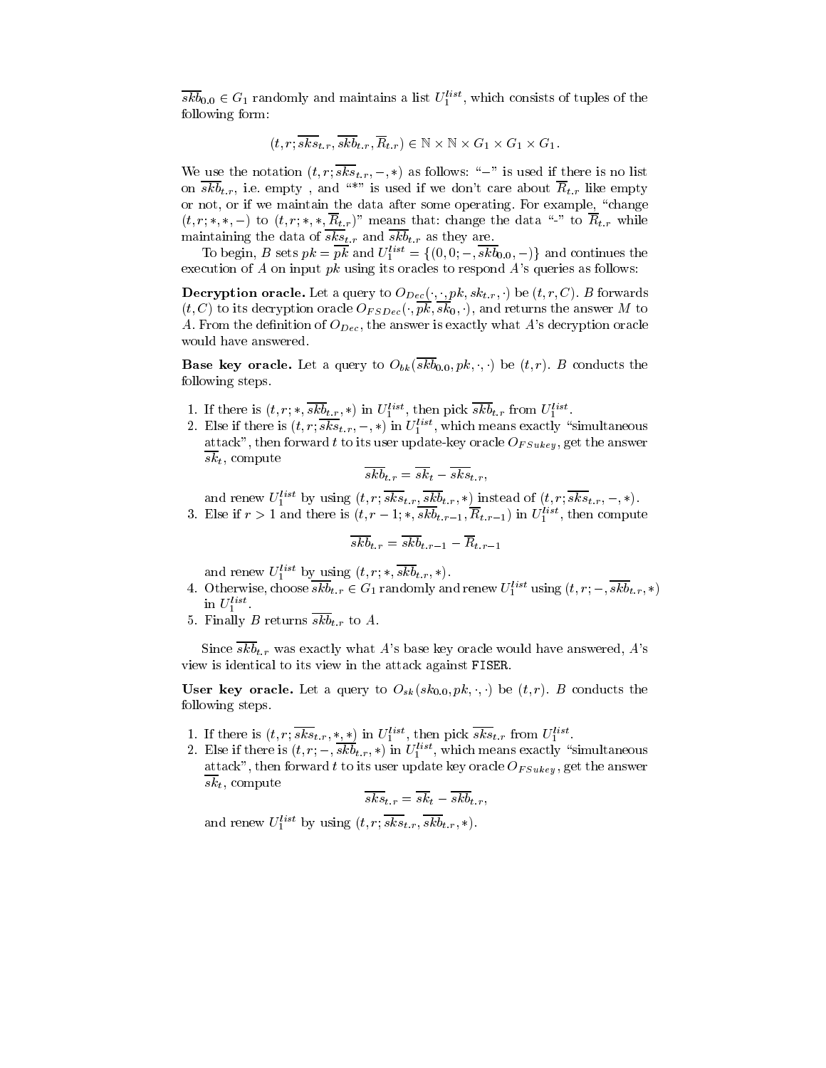$\overline{skb}_{0.0} \in G_1$ randomly and maintains a list $U_1^{list}$, which consists of tuples of the following form:

$$(t, r; \overline{sks}_{t.r}, \overline{skb}_{t.r}, \overline{R}_{t.r}) \in \mathbb{N} \times \mathbb{N} \times G_1 \times G_1 \times G_1.$$

We use the notation $(t, r; \overline{sks}_{t.r}, -, *)$ as follows: "$-$" is used if there is no list on $\overline{skb}_{t.r}$, i.e. empty , and "*" is used if we don't care about $\overline{R}_{t.r}$ like empty or not, or if we maintain the data after some operating. For example, "change $(t, r; *, *, -)$ to $(t, r; *, *, \overline{R}_{t.r})$" means that: change the data "-" to $\overline{R}_{t.r}$ while maintaining the data of $\overline{sks}_{t.r}$ and $\overline{skb}_{t.r}$ as they are.

To begin, $B$ sets $pk = \overline{pk}$ and $U_1^{list} = \{(0, 0; -, \overline{skb}_{0.0}, -)\}$ and continues the execution of $A$ on input $pk$ using its oracles to respond $A$'s queries as follows:

**Decryption oracle.** Let a query to $O_{Dec}(\cdot, \cdot, pk, sk_{t.r}, \cdot)$ be $(t, r, C)$. $B$ forwards $(t, C)$ to its decryption oracle $O_{FSDec}(\cdot, \overline{pk}, \overline{sk}_0, \cdot)$, and returns the answer $M$ to $A$. From the definition of $O_{Dec}$, the answer is exactly what $A$'s decryption oracle would have answered.

**Base key oracle.** Let a query to $O_{bk}(\overline{skb}_{0.0}, pk, \cdot, \cdot)$ be $(t, r)$. $B$ conducts the following steps.

1. If there is $(t, r; *, \overline{skb}_{t.r}, *)$ in $U_1^{list}$, then pick $\overline{skb}_{t.r}$ from $U_1^{list}$.
2. Else if there is $(t, r; \overline{sks}_{t.r}, -, *)$ in $U_1^{list}$, which means exactly "simultaneous attack", then forward $t$ to its user update-key oracle $O_{FSukey}$, get the answer $\overline{sk}_t$, compute
$$\overline{skb}_{t.r} = \overline{sk}_t - \overline{sks}_{t.r},$$
and renew $U_1^{list}$ by using $(t, r; \overline{sks}_{t.r}, \overline{skb}_{t.r}, *)$ instead of $(t, r; \overline{sks}_{t.r}, -, *)$.
3. Else if $r > 1$ and there is $(t, r-1; *, \overline{skb}_{t.r-1}, \overline{R}_{t.r-1})$ in $U_1^{list}$, then compute
$$\overline{skb}_{t.r} = \overline{skb}_{t.r-1} - \overline{R}_{t.r-1}$$
and renew $U_1^{list}$ by using $(t, r; *, \overline{skb}_{t.r}, *)$.
4. Otherwise, choose $\overline{skb}_{t.r} \in G_1$ randomly and renew $U_1^{list}$ using $(t, r; -, \overline{skb}_{t.r}, *)$ in $U_1^{list}$.
5. Finally $B$ returns $\overline{skb}_{t.r}$ to $A$.

Since $\overline{skb}_{t.r}$ was exactly what $A$'s base key oracle would have answered, $A$'s view is identical to its view in the attack against FISER.

**User key oracle.** Let a query to $O_{sk}(sk_{0.0}, pk, \cdot, \cdot)$ be $(t, r)$. $B$ conducts the following steps.

1. If there is $(t, r; \overline{sks}_{t.r}, *, *)$ in $U_1^{list}$, then pick $\overline{sks}_{t.r}$ from $U_1^{list}$.
2. Else if there is $(t, r; -, \overline{skb}_{t.r}, *)$ in $U_1^{list}$, which means exactly "simultaneous attack", then forward $t$ to its user update key oracle $O_{FSukey}$, get the answer $\overline{sk}_t$, compute
$$\overline{sks}_{t.r} = \overline{sk}_t - \overline{skb}_{t.r},$$
and renew $U_1^{list}$ by using $(t, r; \overline{sks}_{t.r}, \overline{skb}_{t.r}, *)$.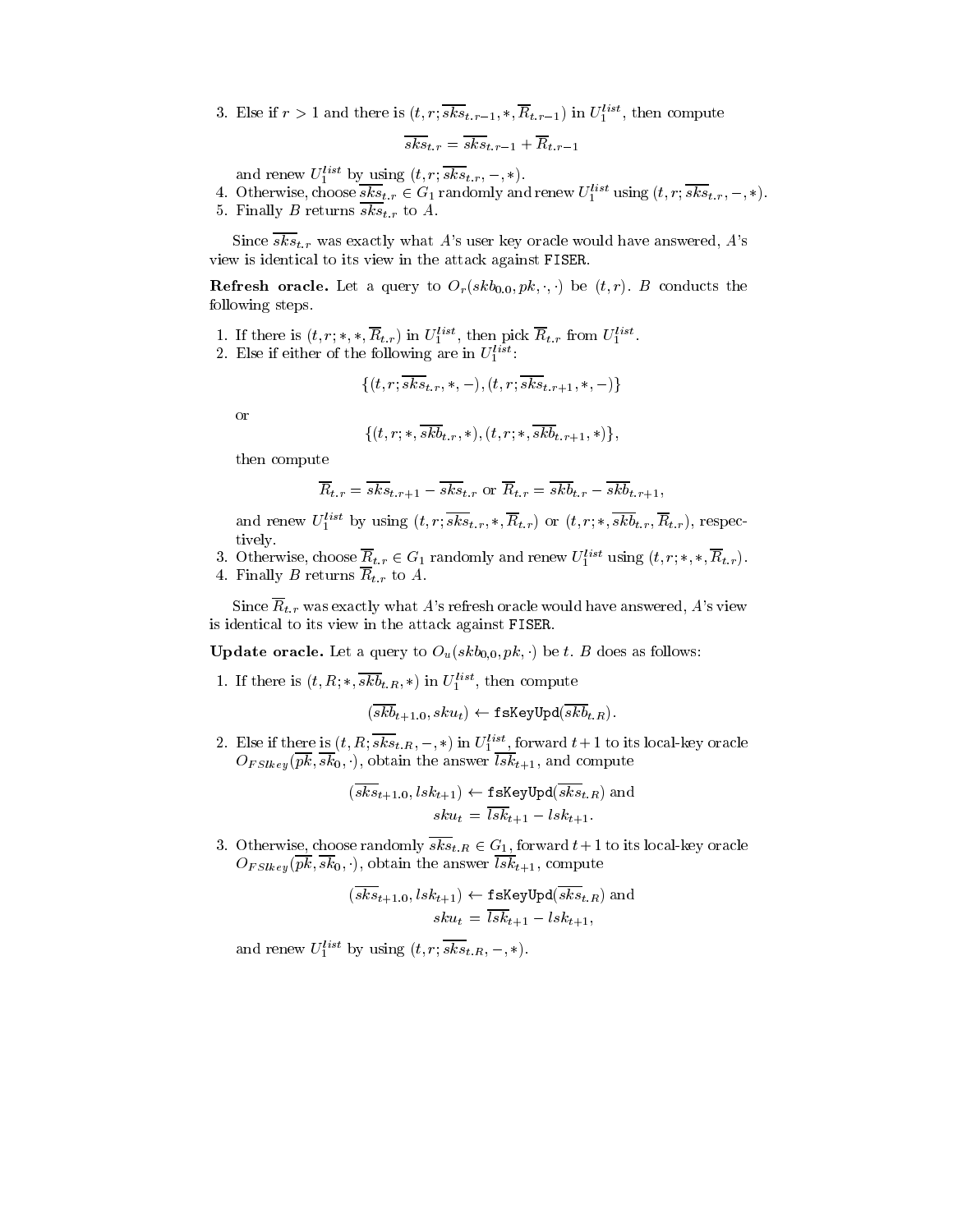3. Else if $r > 1$ and there is $(t, r; \overline{sks}_{t.r-1}, *, \overline{R}_{t.r-1})$ in $U_1^{list}$, then compute

$$\overline{sks}_{t.r} = \overline{sks}_{t.r-1} + \overline{R}_{t.r-1}$$

   and renew $U_1^{list}$ by using $(t, r; \overline{sks}_{t.r}, -, *)$.
4. Otherwise, choose $\overline{sks}_{t.r} \in G_1$ randomly and renew $U_1^{list}$ using $(t, r; \overline{sks}_{t.r}, -, *)$.
5. Finally $B$ returns $\overline{sks}_{t.r}$ to $A$.

Since $\overline{sks}_{t.r}$ was exactly what $A$'s user key oracle would have answered, $A$'s view is identical to its view in the attack against FISER.

**Refresh oracle.** Let a query to $O_r(skb_{0.0}, pk, \cdot, \cdot)$ be $(t, r)$. $B$ conducts the following steps.

1. If there is $(t, r; *, *, \overline{R}_{t.r})$ in $U_1^{list}$, then pick $\overline{R}_{t.r}$ from $U_1^{list}$.
2. Else if either of the following are in $U_1^{list}$:

$$\{(t, r; \overline{sks}_{t.r}, *, -), (t, r; \overline{sks}_{t.r+1}, *, -)\}$$

   or

$$\{(t, r; *, \overline{skb}_{t.r}, *), (t, r; *, \overline{skb}_{t.r+1}, *)\},$$

   then compute

$$\overline{R}_{t.r} = \overline{sks}_{t.r+1} - \overline{sks}_{t.r} \text{ or } \overline{R}_{t.r} = \overline{skb}_{t.r} - \overline{skb}_{t.r+1},$$

   and renew $U_1^{list}$ by using $(t, r; \overline{sks}_{t.r}, *, \overline{R}_{t.r})$ or $(t, r; *, \overline{skb}_{t.r}, \overline{R}_{t.r})$, respectively.
3. Otherwise, choose $\overline{R}_{t.r} \in G_1$ randomly and renew $U_1^{list}$ using $(t, r; *, *, \overline{R}_{t.r})$.
4. Finally $B$ returns $\overline{R}_{t.r}$ to $A$.

Since $\overline{R}_{t.r}$ was exactly what $A$'s refresh oracle would have answered, $A$'s view is identical to its view in the attack against FISER.

**Update oracle.** Let a query to $O_u(skb_{0,0}, pk, \cdot)$ be $t$. $B$ does as follows:

1. If there is $(t, R; *, \overline{skb}_{t.R}, *)$ in $U_1^{list}$, then compute

$$(\overline{skb}_{t+1.0}, sku_t) \leftarrow \texttt{fsKeyUpd}(\overline{skb}_{t.R}).$$

2. Else if there is $(t, R; \overline{sks}_{t.R}, -, *)$ in $U_1^{list}$, forward $t+1$ to its local-key oracle $O_{FSlkey}(\overline{pk}, \overline{sk}_0, \cdot)$, obtain the answer $\overline{lsk}_{t+1}$, and compute

$$(\overline{sks}_{t+1.0}, lsk_{t+1}) \leftarrow \texttt{fsKeyUpd}(\overline{sks}_{t.R}) \text{ and}$$
$$sku_t = \overline{lsk}_{t+1} - lsk_{t+1}.$$

3. Otherwise, choose randomly $\overline{sks}_{t.R} \in G_1$, forward $t+1$ to its local-key oracle $O_{FSlkey}(\overline{pk}, \overline{sk}_0, \cdot)$, obtain the answer $\overline{lsk}_{t+1}$, compute

$$(\overline{sks}_{t+1.0}, lsk_{t+1}) \leftarrow \texttt{fsKeyUpd}(\overline{sks}_{t.R}) \text{ and}$$
$$sku_t = \overline{lsk}_{t+1} - lsk_{t+1},$$

   and renew $U_1^{list}$ by using $(t, r; \overline{sks}_{t.R}, -, *)$.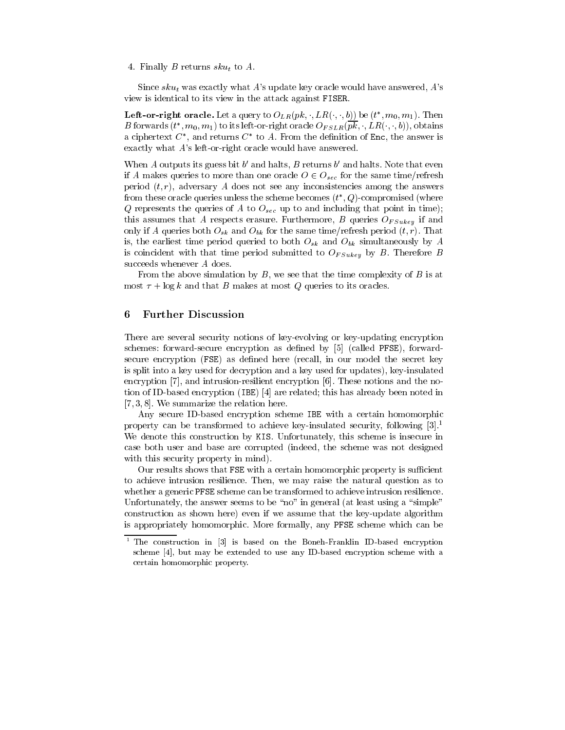4. Finally $B$ returns $sku_t$ to $A$.

Since $sku_t$ was exactly what $A$'s update key oracle would have answered, $A$'s view is identical to its view in the attack against FISER.

**Left-or-right oracle.** Let a query to $O_{LR}(pk, \cdot, LR(\cdot, \cdot, b))$ be $(t^*, m_0, m_1)$. Then $B$ forwards $(t^*, m_0, m_1)$ to its left-or-right oracle $O_{FSLR}(\overline{pk}, \cdot, LR(\cdot, \cdot, b))$, obtains a ciphertext $C^*$, and returns $C^*$ to $A$. From the definition of Enc, the answer is exactly what $A$'s left-or-right oracle would have answered.

When $A$ outputs its guess bit $b'$ and halts, $B$ returns $b'$ and halts. Note that even if $A$ makes queries to more than one oracle $O \in O_{sec}$ for the same time/refresh period $(t, r)$, adversary $A$ does not see any inconsistencies among the answers from these oracle queries unless the scheme becomes $(t^*, Q)$-compromised (where $Q$ represents the queries of $A$ to $O_{sec}$ up to and including that point in time); this assumes that $A$ respects erasure. Furthermore, $B$ queries $O_{FSukey}$ if and only if $A$ queries both $O_{sk}$ and $O_{bk}$ for the same time/refresh period $(t, r)$. That is, the earliest time period queried to both $O_{sk}$ and $O_{bk}$ simultaneously by $A$ is coincident with that time period submitted to $O_{FSukey}$ by $B$. Therefore $B$ succeeds whenever $A$ does.

From the above simulation by $B$, we see that the time complexity of $B$ is at most $\tau + \log k$ and that $B$ makes at most $Q$ queries to its oracles.

## 6 Further Discussion

There are several security notions of key-evolving or key-updating encryption schemes: forward-secure encryption as defined by [5] (called PFSE), forward-secure encryption (FSE) as defined here (recall, in our model the secret key is split into a key used for decryption and a key used for updates), key-insulated encryption [7], and intrusion-resilient encryption [6]. These notions and the notion of ID-based encryption (IBE) [4] are related; this has already been noted in [7, 3, 8]. We summarize the relation here.

Any secure ID-based encryption scheme IBE with a certain homomorphic property can be transformed to achieve key-insulated security, following [3].[1] We denote this construction by KIS. Unfortunately, this scheme is insecure in case both user and base are corrupted (indeed, the scheme was not designed with this security property in mind).

Our results shows that FSE with a certain homomorphic property is sufficient to achieve intrusion resilience. Then, we may raise the natural question as to whether a generic PFSE scheme can be transformed to achieve intrusion resilience. Unfortunately, the answer seems to be "no" in general (at least using a "simple" construction as shown here) even if we assume that the key-update algorithm is appropriately homomorphic. More formally, any PFSE scheme which can be

[1] The construction in [3] is based on the Boneh-Franklin ID-based encryption scheme [4], but may be extended to use any ID-based encryption scheme with a certain homomorphic property.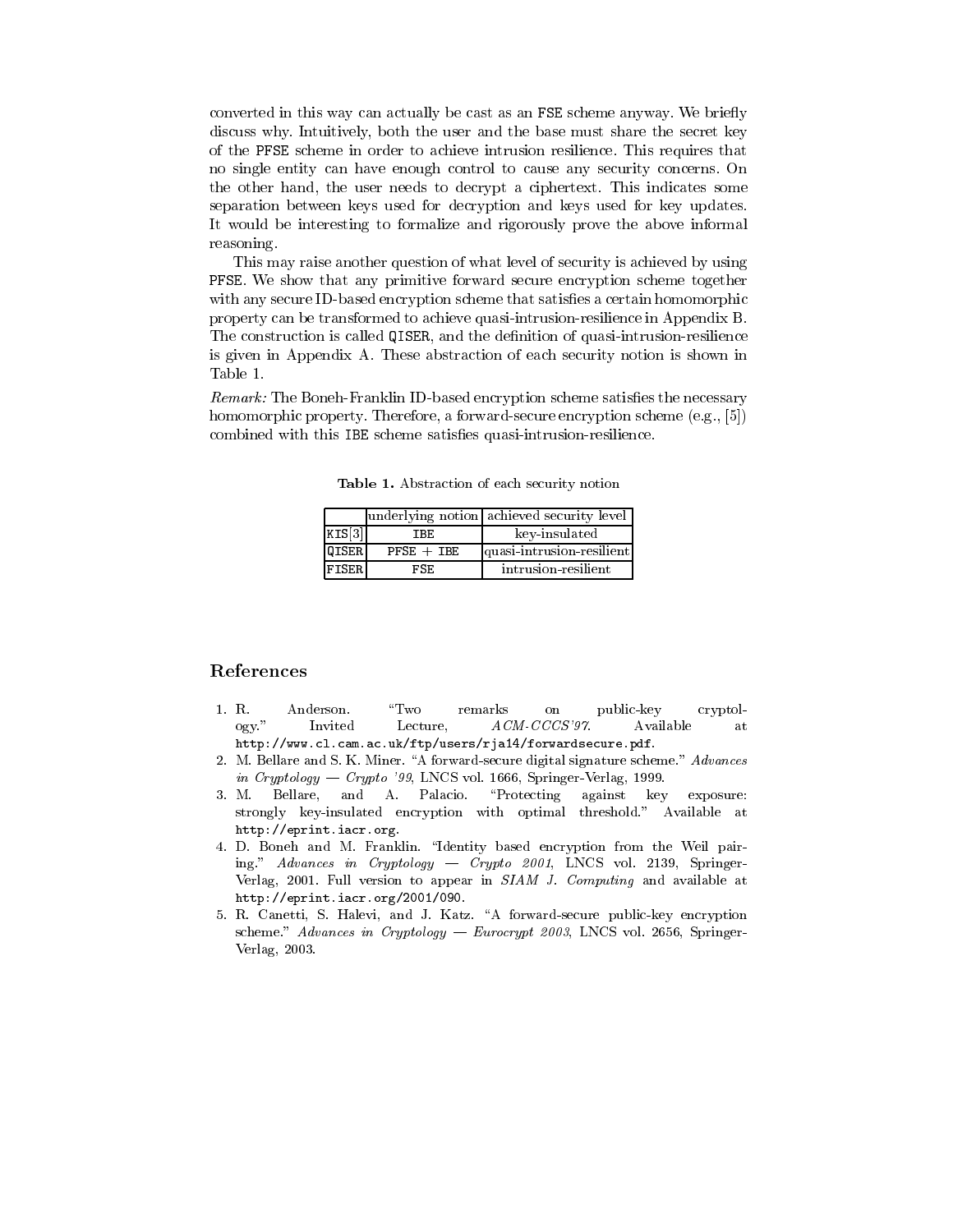converted in this way can actually be cast as an FSE scheme anyway. We briefly discuss why. Intuitively, both the user and the base must share the secret key of the PFSE scheme in order to achieve intrusion resilience. This requires that no single entity can have enough control to cause any security concerns. On the other hand, the user needs to decrypt a ciphertext. This indicates some separation between keys used for decryption and keys used for key updates. It would be interesting to formalize and rigorously prove the above informal reasoning.

This may raise another question of what level of security is achieved by using PFSE. We show that any primitive forward secure encryption scheme together with any secure ID-based encryption scheme that satisfies a certain homomorphic property can be transformed to achieve quasi-intrusion-resilience in Appendix B. The construction is called QISER, and the definition of quasi-intrusion-resilience is given in Appendix A. These abstraction of each security notion is shown in Table 1.

*Remark:* The Boneh-Franklin ID-based encryption scheme satisfies the necessary homomorphic property. Therefore, a forward-secure encryption scheme (e.g., [5]) combined with this IBE scheme satisfies quasi-intrusion-resilience.

**Table 1.** Abstraction of each security notion

| | underlying notion | achieved security level |
|---|---|---|
| KIS[3] | IBE | key-insulated |
| QISER | PFSE + IBE | quasi-intrusion-resilient |
| FISER | FSE | intrusion-resilient |

## References

1. R. Anderson. "Two remarks on public-key cryptology." Invited Lecture, *ACM-CCCS'97*. Available at http://www.cl.cam.ac.uk/ftp/users/rja14/forwardsecure.pdf.
2. M. Bellare and S. K. Miner. "A forward-secure digital signature scheme." *Advances in Cryptology — Crypto '99*, LNCS vol. 1666, Springer-Verlag, 1999.
3. M. Bellare, and A. Palacio. "Protecting against key exposure: strongly key-insulated encryption with optimal threshold." Available at http://eprint.iacr.org.
4. D. Boneh and M. Franklin. "Identity based encryption from the Weil pairing." *Advances in Cryptology — Crypto 2001*, LNCS vol. 2139, Springer-Verlag, 2001. Full version to appear in *SIAM J. Computing* and available at http://eprint.iacr.org/2001/090.
5. R. Canetti, S. Halevi, and J. Katz. "A forward-secure public-key encryption scheme." *Advances in Cryptology — Eurocrypt 2003*, LNCS vol. 2656, Springer-Verlag, 2003.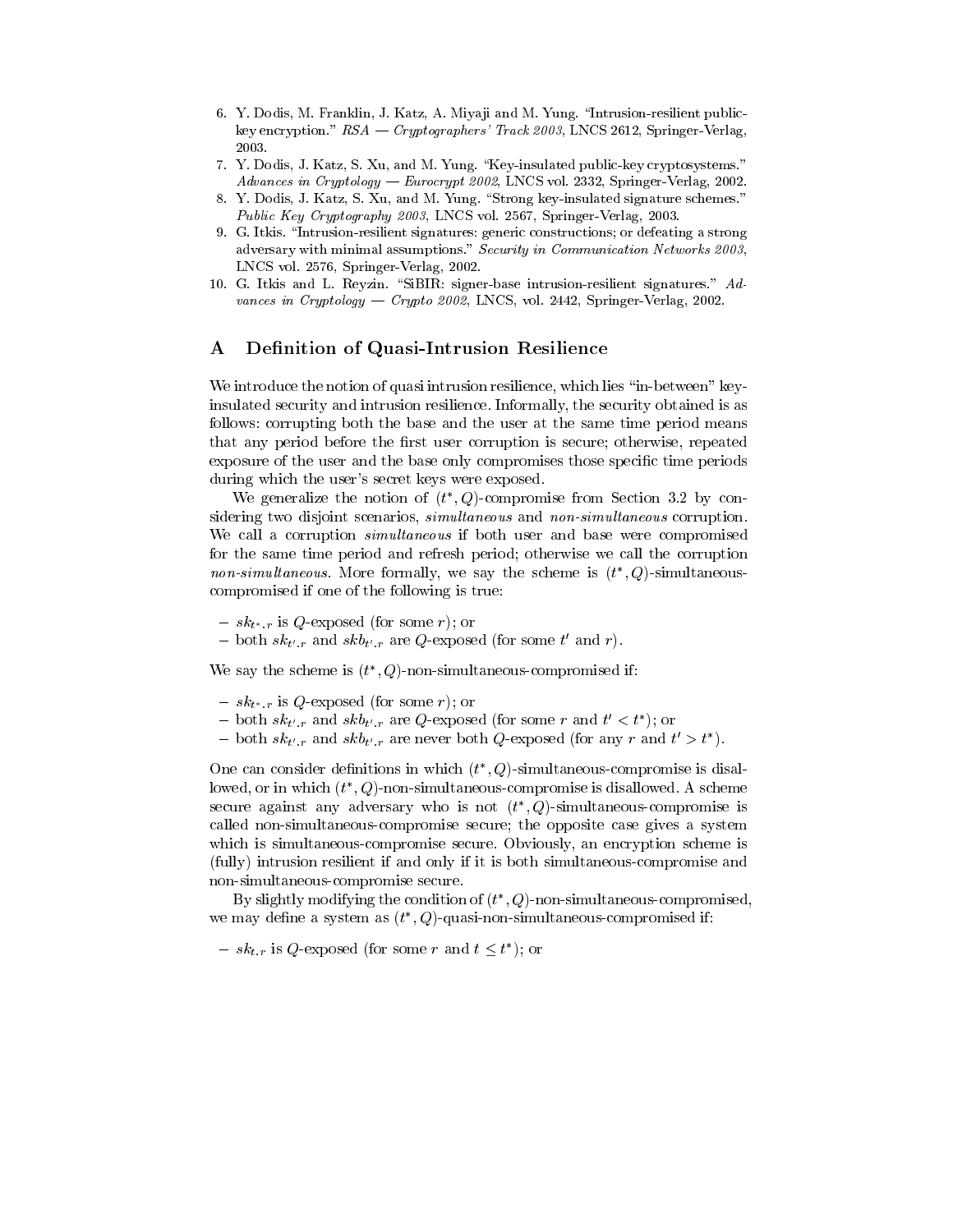6. Y. Dodis, M. Franklin, J. Katz, A. Miyaji and M. Yung. "Intrusion-resilient public-key encryption." *RSA — Cryptographers' Track 2003*, LNCS 2612, Springer-Verlag, 2003.
7. Y. Dodis, J. Katz, S. Xu, and M. Yung. "Key-insulated public-key cryptosystems." *Advances in Cryptology — Eurocrypt 2002*, LNCS vol. 2332, Springer-Verlag, 2002.
8. Y. Dodis, J. Katz, S. Xu, and M. Yung. "Strong key-insulated signature schemes." *Public Key Cryptography 2003*, LNCS vol. 2567, Springer-Verlag, 2003.
9. G. Itkis. "Intrusion-resilient signatures: generic constructions; or defeating a strong adversary with minimal assumptions." *Security in Communication Networks 2003*, LNCS vol. 2576, Springer-Verlag, 2002.
10. G. Itkis and L. Reyzin. "SiBIR: signer-base intrusion-resilient signatures." *Advances in Cryptology — Crypto 2002*, LNCS, vol. 2442, Springer-Verlag, 2002.

## A Definition of Quasi-Intrusion Resilience

We introduce the notion of quasi intrusion resilience, which lies "in-between" key-insulated security and intrusion resilience. Informally, the security obtained is as follows: corrupting both the base and the user at the same time period means that any period before the first user corruption is secure; otherwise, repeated exposure of the user and the base only compromises those specific time periods during which the user's secret keys were exposed.

We generalize the notion of $(t^*, Q)$-compromise from Section 3.2 by considering two disjoint scenarios, *simultaneous* and *non-simultaneous* corruption. We call a corruption *simultaneous* if both user and base were compromised for the same time period and refresh period; otherwise we call the corruption *non-simultaneous*. More formally, we say the scheme is $(t^*, Q)$-simultaneous-compromised if one of the following is true:

- $sk_{t^*.r}$ is $Q$-exposed (for some $r$); or
- both $sk_{t'.r}$ and $skb_{t'.r}$ are $Q$-exposed (for some $t'$ and $r$).

We say the scheme is $(t^*, Q)$-non-simultaneous-compromised if:

- $sk_{t^*.r}$ is $Q$-exposed (for some $r$); or
- both $sk_{t'.r}$ and $skb_{t'.r}$ are $Q$-exposed (for some $r$ and $t' < t^*$); or
- both $sk_{t'.r}$ and $skb_{t'.r}$ are never both $Q$-exposed (for any $r$ and $t' > t^*$).

One can consider definitions in which $(t^*, Q)$-simultaneous-compromise is disallowed, or in which $(t^*, Q)$-non-simultaneous-compromise is disallowed. A scheme secure against any adversary who is not $(t^*, Q)$-simultaneous-compromise is called non-simultaneous-compromise secure; the opposite case gives a system which is simultaneous-compromise secure. Obviously, an encryption scheme is (fully) intrusion resilient if and only if it is both simultaneous-compromise and non-simultaneous-compromise secure.

By slightly modifying the condition of $(t^*, Q)$-non-simultaneous-compromised, we may define a system as $(t^*, Q)$-quasi-non-simultaneous-compromised if:

- $sk_{t.r}$ is $Q$-exposed (for some $r$ and $t \leq t^*$); or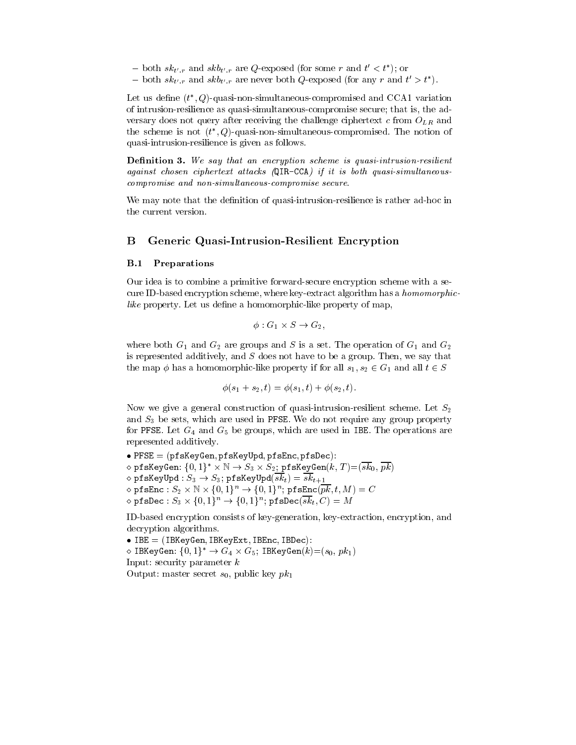– both $sk_{t'.r}$ and $skb_{t'.r}$ are $Q$-exposed (for some $r$ and $t' < t^*$); or
– both $sk_{t'.r}$ and $skb_{t'.r}$ are never both $Q$-exposed (for any $r$ and $t' > t^*$).

Let us define $(t^*, Q)$-quasi-non-simultaneous-compromised and CCA1 variation of intrusion-resilience as quasi-simultaneous-compromise secure; that is, the adversary does not query after receiving the challenge ciphertext $c$ from $O_{LR}$ and the scheme is not $(t^*, Q)$-quasi-non-simultaneous-compromised. The notion of quasi-intrusion-resilience is given as follows.

**Definition 3.** *We say that an encryption scheme is quasi-intrusion-resilient against chosen ciphertext attacks (*`QIR-CCA`*) if it is both quasi-simultaneous-compromise and non-simultaneous-compromise secure.*

We may note that the definition of quasi-intrusion-resilience is rather ad-hoc in the current version.

## B Generic Quasi-Intrusion-Resilient Encryption

### B.1 Preparations

Our idea is to combine a primitive forward-secure encryption scheme with a secure ID-based encryption scheme, where key-extract algorithm has a *homomorphic-like* property. Let us define a homomorphic-like property of map,

$$\phi : G_1 \times S \to G_2,$$

where both $G_1$ and $G_2$ are groups and $S$ is a set. The operation of $G_1$ and $G_2$ is represented additively, and $S$ does not have to be a group. Then, we say that the map $\phi$ has a homomorphic-like property if for all $s_1, s_2 \in G_1$ and all $t \in S$

$$\phi(s_1 + s_2, t) = \phi(s_1, t) + \phi(s_2, t).$$

Now we give a general construction of quasi-intrusion-resilient scheme. Let $S_2$ and $S_3$ be sets, which are used in `PFSE`. We do not require any group property for `PFSE`. Let $G_4$ and $G_5$ be groups, which are used in `IBE`. The operations are represented additively.

• `PFSE` = (`pfsKeyGen`, `pfsKeyUpd`, `pfsEnc`, `pfsDec`):
◇ `pfsKeyGen`: $\{0,1\}^* \times \mathbb{N} \to S_3 \times S_2$; `pfsKeyGen`$(k, T)$=$(\overline{sk}_0, \overline{pk})$
◇ `pfsKeyUpd` : $S_3 \to S_3$; `pfsKeyUpd`$(\overline{sk}_t) = \overline{sk}_{t+1}$
◇ `pfsEnc` : $S_2 \times \mathbb{N} \times \{0,1\}^n \to \{0,1\}^n$; `pfsEnc`$(\overline{pk}, t, M) = C$
◇ `pfsDec` : $S_3 \times \{0,1\}^n \to \{0,1\}^n$; `pfsDec`$(\overline{sk}_t, C) = M$

ID-based encryption consists of key-generation, key-extraction, encryption, and decryption algorithms.
• `IBE` = (`IBKeyGen`, `IBKeyExt`, `IBEnc`, `IBDec`):
◇ `IBKeyGen`: $\{0,1\}^* \to G_4 \times G_5$; `IBKeyGen`$(k)$=$(s_0,\, pk_1)$
Input: security parameter $k$
Output: master secret $s_0$, public key $pk_1$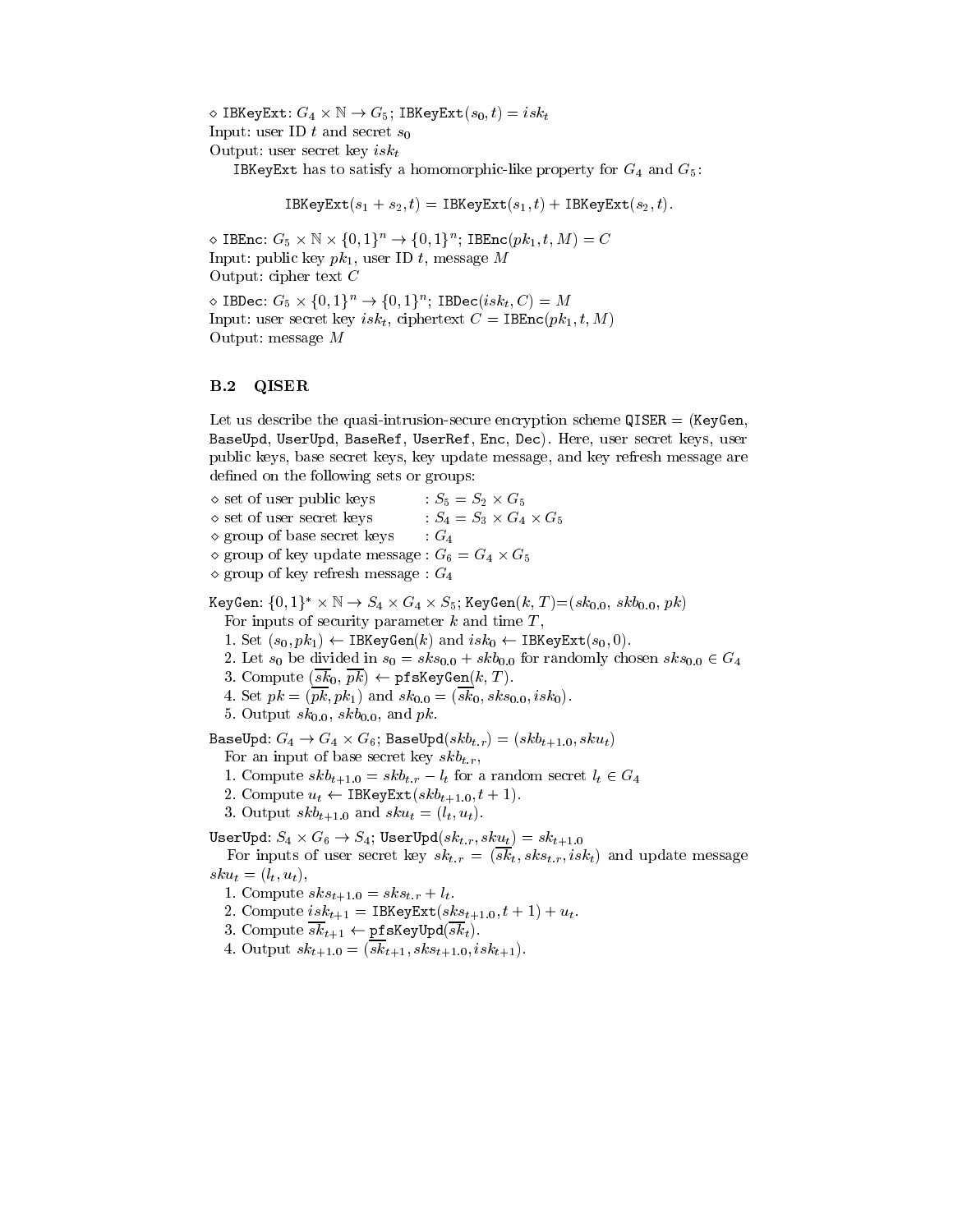◇ $\texttt{IBKeyExt}$: $G_4 \times \mathbb{N} \rightarrow G_5$; $\texttt{IBKeyExt}(s_0, t) = isk_t$
Input: user ID $t$ and secret $s_0$
Output: user secret key $isk_t$

$\texttt{IBKeyExt}$ has to satisfy a homomorphic-like property for $G_4$ and $G_5$:

$$\texttt{IBKeyExt}(s_1 + s_2, t) = \texttt{IBKeyExt}(s_1, t) + \texttt{IBKeyExt}(s_2, t).$$

◇ $\texttt{IBEnc}$: $G_5 \times \mathbb{N} \times \{0,1\}^n \rightarrow \{0,1\}^n$; $\texttt{IBEnc}(pk_1, t, M) = C$
Input: public key $pk_1$, user ID $t$, message $M$
Output: cipher text $C$

◇ $\texttt{IBDec}$: $G_5 \times \{0,1\}^n \rightarrow \{0,1\}^n$; $\texttt{IBDec}(isk_t, C) = M$
Input: user secret key $isk_t$, ciphertext $C = \texttt{IBEnc}(pk_1, t, M)$
Output: message $M$

### B.2 QISER

Let us describe the quasi-intrusion-secure encryption scheme $\texttt{QISER} = (\texttt{KeyGen}$, $\texttt{BaseUpd}$, $\texttt{UserUpd}$, $\texttt{BaseRef}$, $\texttt{UserRef}$, $\texttt{Enc}$, $\texttt{Dec})$. Here, user secret keys, user public keys, base secret keys, key update message, and key refresh message are defined on the following sets or groups:

◇ set of user public keys : $S_5 = S_2 \times G_5$
◇ set of user secret keys : $S_4 = S_3 \times G_4 \times G_5$
◇ group of base secret keys : $G_4$
◇ group of key update message : $G_6 = G_4 \times G_5$
◇ group of key refresh message : $G_4$

$\texttt{KeyGen}$: $\{0,1\}^* \times \mathbb{N} \rightarrow S_4 \times G_4 \times S_5$; $\texttt{KeyGen}(k, T)$=$(sk_{0.0}$, $skb_{0.0}$, $pk)$
For inputs of security parameter $k$ and time $T$,
1. Set $(s_0, pk_1) \leftarrow \texttt{IBKeyGen}(k)$ and $isk_0 \leftarrow \texttt{IBKeyExt}(s_0, 0)$.
2. Let $s_0$ be divided in $s_0 = sks_{0.0} + skb_{0.0}$ for randomly chosen $sks_{0.0} \in G_4$
3. Compute $(\overline{sk}_0, \overline{pk}) \leftarrow \texttt{pfsKeyGen}(k, T)$.
4. Set $pk = (\overline{pk}, pk_1)$ and $sk_{0.0} = (\overline{sk}_0, sks_{0.0}, isk_0)$.
5. Output $sk_{0.0}$, $skb_{0.0}$, and $pk$.

$\texttt{BaseUpd}$: $G_4 \rightarrow G_4 \times G_6$; $\texttt{BaseUpd}(skb_{t.r}) = (skb_{t+1.0}, sku_t)$
For an input of base secret key $skb_{t.r}$,
1. Compute $skb_{t+1.0} = skb_{t.r} - l_t$ for a random secret $l_t \in G_4$
2. Compute $u_t \leftarrow \texttt{IBKeyExt}(skb_{t+1.0}, t+1)$.
3. Output $skb_{t+1.0}$ and $sku_t = (l_t, u_t)$.

$\texttt{UserUpd}$: $S_4 \times G_6 \rightarrow S_4$; $\texttt{UserUpd}(sk_{t.r}, sku_t) = sk_{t+1.0}$
For inputs of user secret key $sk_{t.r} = (\overline{sk}_t, sks_{t.r}, isk_t)$ and update message $sku_t = (l_t, u_t)$,
1. Compute $sks_{t+1.0} = sks_{t.r} + l_t$.
2. Compute $isk_{t+1} = \texttt{IBKeyExt}(sks_{t+1.0}, t+1) + u_t$.
3. Compute $\overline{sk}_{t+1} \leftarrow \texttt{pfsKeyUpd}(\overline{sk}_t)$.
4. Output $sk_{t+1.0} = (\overline{sk}_{t+1}, sks_{t+1.0}, isk_{t+1})$.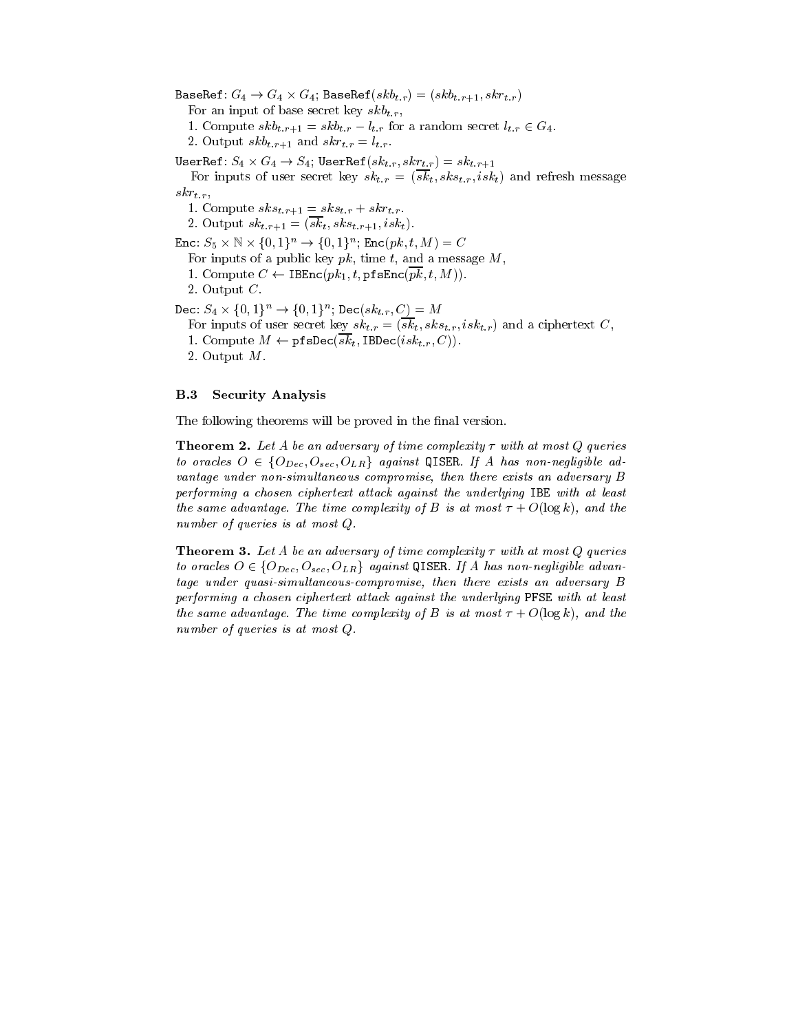$\texttt{BaseRef}$: $G_4 \rightarrow G_4 \times G_4$; $\texttt{BaseRef}(skb_{t.r}) = (skb_{t.r+1}, skr_{t.r})$

For an input of base secret key $skb_{t.r}$,

1. Compute $skb_{t.r+1} = skb_{t.r} - l_{t.r}$ for a random secret $l_{t.r} \in G_4$.
2. Output $skb_{t.r+1}$ and $skr_{t.r} = l_{t.r}$.

$\texttt{UserRef}$: $S_4 \times G_4 \rightarrow S_4$; $\texttt{UserRef}(sk_{t.r}, skr_{t.r}) = sk_{t.r+1}$

For inputs of user secret key $sk_{t.r} = (\overline{sk}_t, sks_{t.r}, isk_t)$ and refresh message $skr_{t.r}$,

1. Compute $sks_{t.r+1} = sks_{t.r} + skr_{t.r}$.
2. Output $sk_{t.r+1} = (\overline{sk}_t, sks_{t.r+1}, isk_t)$.

$\texttt{Enc}$: $S_5 \times \mathbb{N} \times \{0,1\}^n \rightarrow \{0,1\}^n$; $\texttt{Enc}(pk, t, M) = C$

For inputs of a public key $pk$, time $t$, and a message $M$,

1. Compute $C \leftarrow \texttt{IBEnc}(pk_1, t, \texttt{pfsEnc}(\overline{pk}, t, M))$.
2. Output $C$.

$\texttt{Dec}$: $S_4 \times \{0,1\}^n \rightarrow \{0,1\}^n$; $\texttt{Dec}(sk_{t.r}, C) = M$

For inputs of user secret key $sk_{t.r} = (\overline{sk}_t, sks_{t.r}, isk_{t.r})$ and a ciphertext $C$,

1. Compute $M \leftarrow \texttt{pfsDec}(\overline{sk}_t, \texttt{IBDec}(isk_{t.r}, C))$.
2. Output $M$.

### B.3 Security Analysis

The following theorems will be proved in the final version.

**Theorem 2.** *Let $A$ be an adversary of time complexity $\tau$ with at most $Q$ queries to oracles $O \in \{O_{Dec}, O_{sec}, O_{LR}\}$ against* QISER*. If $A$ has non-negligible advantage under non-simultaneous compromise, then there exists an adversary $B$ performing a chosen ciphertext attack against the underlying* IBE *with at least the same advantage. The time complexity of $B$ is at most $\tau + O(\log k)$, and the number of queries is at most $Q$.*

**Theorem 3.** *Let $A$ be an adversary of time complexity $\tau$ with at most $Q$ queries to oracles $O \in \{O_{Dec}, O_{sec}, O_{LR}\}$ against* QISER*. If $A$ has non-negligible advantage under quasi-simultaneous-compromise, then there exists an adversary $B$ performing a chosen ciphertext attack against the underlying* PFSE *with at least the same advantage. The time complexity of $B$ is at most $\tau + O(\log k)$, and the number of queries is at most $Q$.*